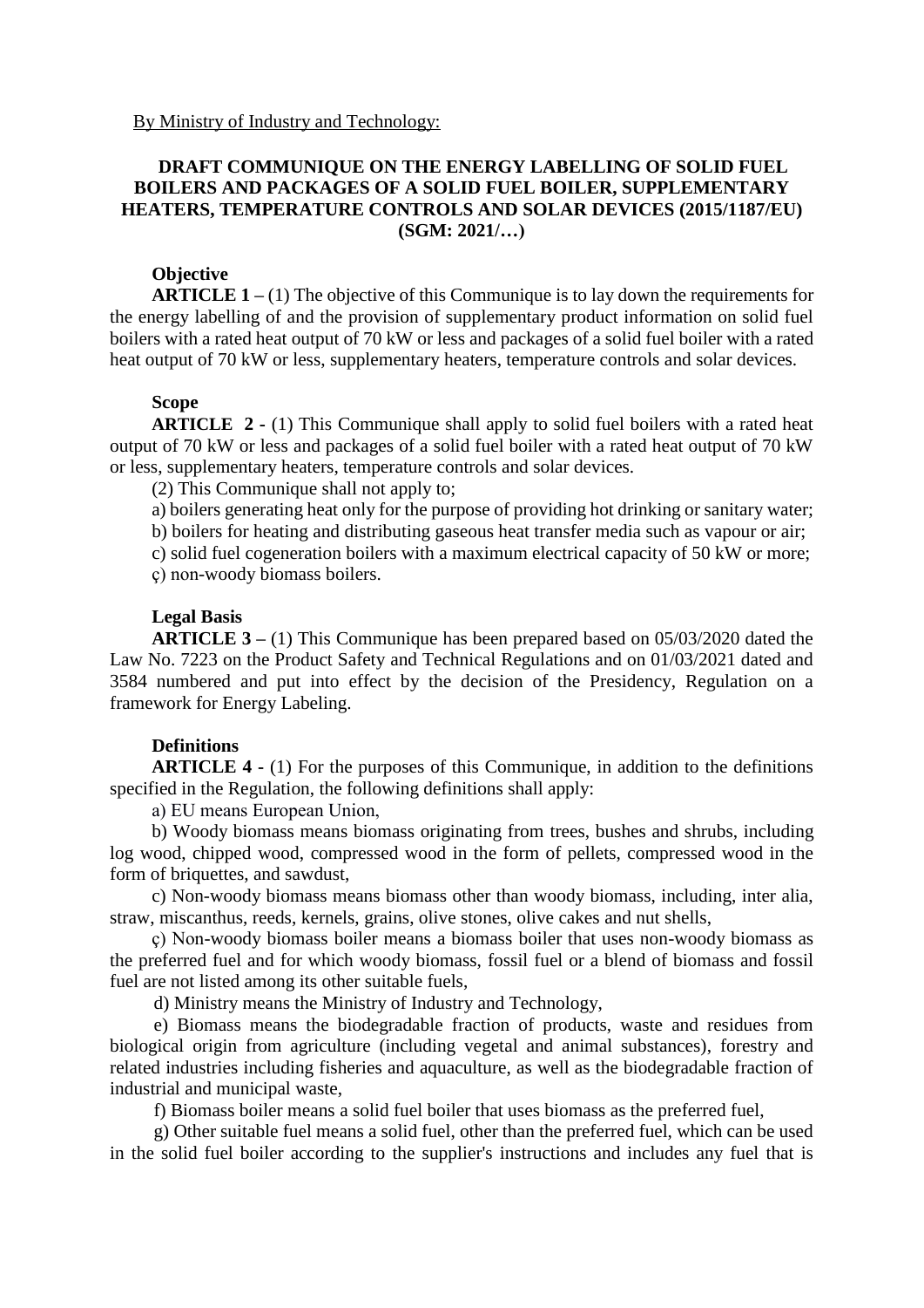By Ministry of Industry and Technology:

# DRAFT COMMUNIQUE ON THE ENERGY LABELLING OF SOLID FUEL BOILERS AND PACKAGES OF A SOLID FUEL BOILER, SUPPLEMENTARY HEATERS, TEMPERATURE CONTROLS AND SOLAR DEVICES (2015/1187/EU) (SGM: 2021/…)

**Objective**

**ARTICLE 1 –** (1) The objective of this Communique is to lay down the requirements for the energy labelling of and the provision of supplementary product information on solid fuel boilers with a rated heat output of 70 kW or less and packages of a solid fuel boiler with a rated heat output of 70 kW or less, supplementary heaters, temperature controls and solar devices.

**Scope**

**ARTICLE 2 -** (1) This Communique shall apply to solid fuel boilers with a rated heat output of 70 kW or less and packages of a solid fuel boiler with a rated heat output of 70 kW or less, supplementary heaters, temperature controls and solar devices.

(2) This Communique shall not apply to;

a) boilers generating heat only for the purpose of providing hot drinking or sanitary water;

b) boilers for heating and distributing gaseous heat transfer media such as vapour or air;

c) solid fuel cogeneration boilers with a maximum electrical capacity of 50 kW or more;

ç) non-woody biomass boilers.

**Legal Basis**

**ARTICLE 3 –** (1) This Communique has been prepared based on 05/03/2020 dated the Law No. 7223 on the Product Safety and Technical Regulations and on 01/03/2021 dated and 3584 numbered and put into effect by the decision of the Presidency, Regulation on a framework for Energy Labeling.

**Definitions**

**ARTICLE 4 -** (1) For the purposes of this Communique, in addition to the definitions specified in the Regulation, the following definitions shall apply:

a) EU means European Union,

b) Woody biomass means biomass originating from trees, bushes and shrubs, including log wood, chipped wood, compressed wood in the form of pellets, compressed wood in the form of briquettes, and sawdust,

c) Non-woody biomass means biomass other than woody biomass, including, inter alia, straw, miscanthus, reeds, kernels, grains, olive stones, olive cakes and nut shells,

ç) Non-woody biomass boiler means a biomass boiler that uses non-woody biomass as the preferred fuel and for which woody biomass, fossil fuel or a blend of biomass and fossil fuel are not listed among its other suitable fuels,

d) Ministry means the Ministry of Industry and Technology,

e) Biomass means the biodegradable fraction of products, waste and residues from biological origin from agriculture (including vegetal and animal substances), forestry and related industries including fisheries and aquaculture, as well as the biodegradable fraction of industrial and municipal waste,

f) Biomass boiler means a solid fuel boiler that uses biomass as the preferred fuel,

g) Other suitable fuel means a solid fuel, other than the preferred fuel, which can be used in the solid fuel boiler according to the supplier's instructions and includes any fuel that is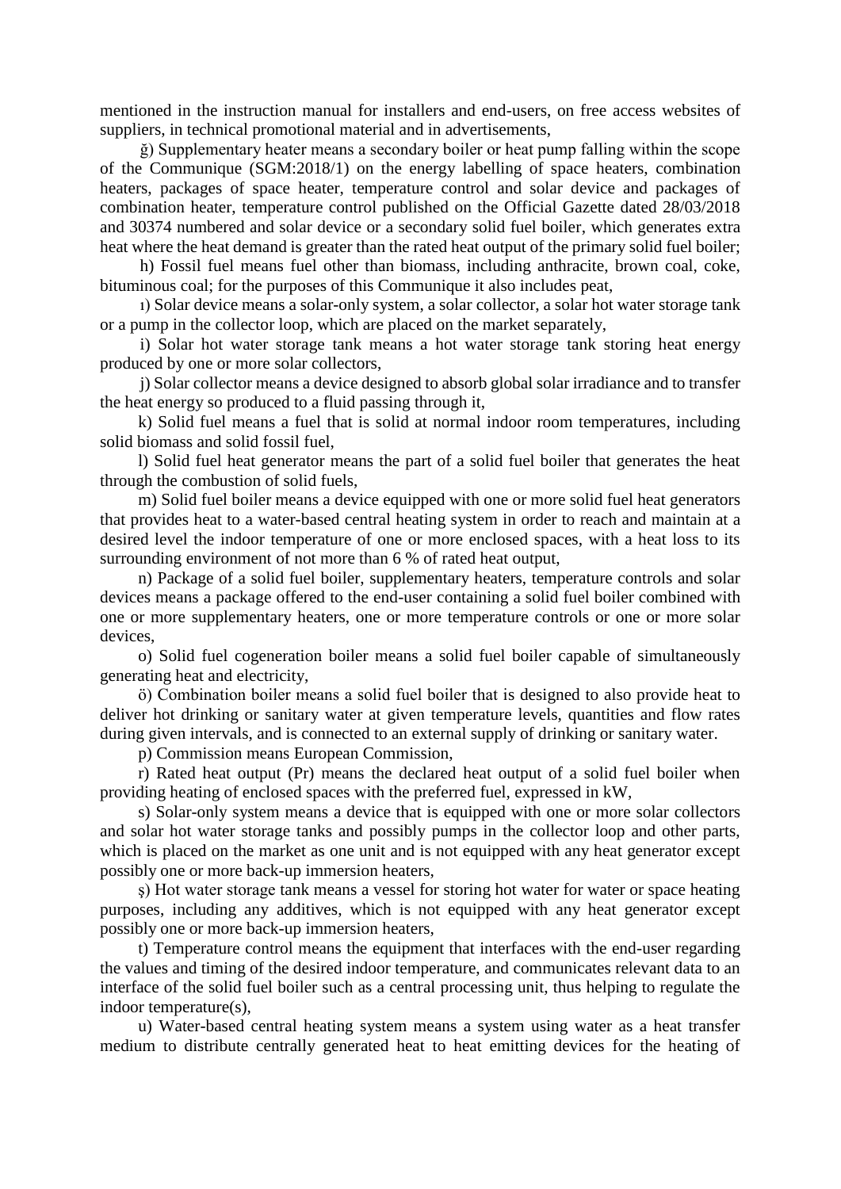mentioned in the instruction manual for installers and end-users, on free access websites of suppliers, in technical promotional material and in advertisements,

ğ) Supplementary heater means a secondary boiler or heat pump falling within the scope of the Communique (SGM:2018/1) on the energy labelling of space heaters, combination heaters, packages of space heater, temperature control and solar device and packages of combination heater, temperature control published on the Official Gazette dated 28/03/2018 and 30374 numbered and solar device or a secondary solid fuel boiler, which generates extra heat where the heat demand is greater than the rated heat output of the primary solid fuel boiler;

h) Fossil fuel means fuel other than biomass, including anthracite, brown coal, coke, bituminous coal; for the purposes of this Communique it also includes peat,

ı) Solar device means a solar-only system, a solar collector, a solar hot water storage tank or a pump in the collector loop, which are placed on the market separately,

i) Solar hot water storage tank means a hot water storage tank storing heat energy produced by one or more solar collectors,

j) Solar collector means a device designed to absorb global solar irradiance and to transfer the heat energy so produced to a fluid passing through it,

k) Solid fuel means a fuel that is solid at normal indoor room temperatures, including solid biomass and solid fossil fuel,

l) Solid fuel heat generator means the part of a solid fuel boiler that generates the heat through the combustion of solid fuels,

m) Solid fuel boiler means a device equipped with one or more solid fuel heat generators that provides heat to a water-based central heating system in order to reach and maintain at a desired level the indoor temperature of one or more enclosed spaces, with a heat loss to its surrounding environment of not more than 6 % of rated heat output,

n) Package of a solid fuel boiler, supplementary heaters, temperature controls and solar devices means a package offered to the end-user containing a solid fuel boiler combined with one or more supplementary heaters, one or more temperature controls or one or more solar devices,

o) Solid fuel cogeneration boiler means a solid fuel boiler capable of simultaneously generating heat and electricity,

ö) Combination boiler means a solid fuel boiler that is designed to also provide heat to deliver hot drinking or sanitary water at given temperature levels, quantities and flow rates during given intervals, and is connected to an external supply of drinking or sanitary water.

p) Commission means European Commission,

r) Rated heat output (Pr) means the declared heat output of a solid fuel boiler when providing heating of enclosed spaces with the preferred fuel, expressed in kW,

s) Solar-only system means a device that is equipped with one or more solar collectors and solar hot water storage tanks and possibly pumps in the collector loop and other parts, which is placed on the market as one unit and is not equipped with any heat generator except possibly one or more back-up immersion heaters,

ş) Hot water storage tank means a vessel for storing hot water for water or space heating purposes, including any additives, which is not equipped with any heat generator except possibly one or more back-up immersion heaters,

t) Temperature control means the equipment that interfaces with the end-user regarding the values and timing of the desired indoor temperature, and communicates relevant data to an interface of the solid fuel boiler such as a central processing unit, thus helping to regulate the indoor temperature(s),

u) Water-based central heating system means a system using water as a heat transfer medium to distribute centrally generated heat to heat emitting devices for the heating of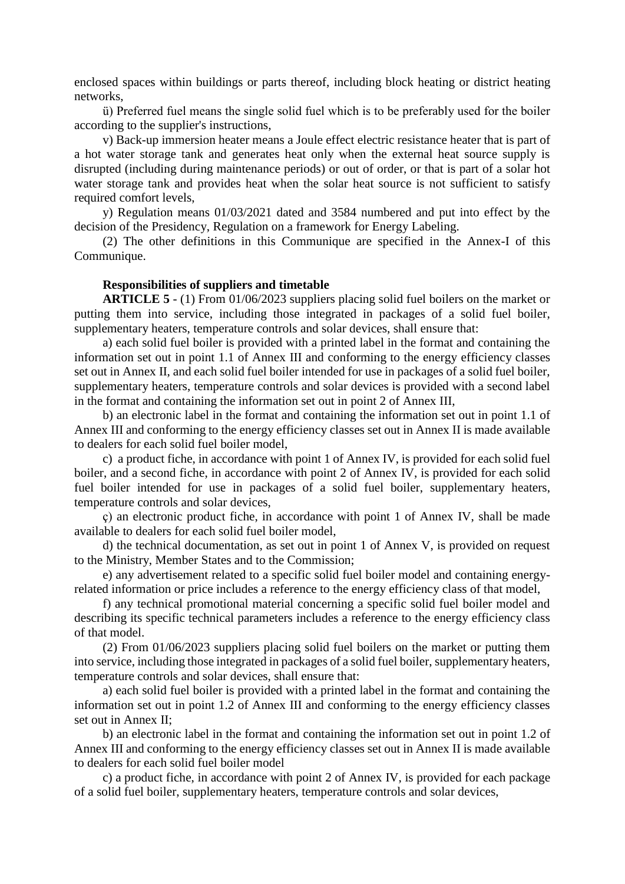enclosed spaces within buildings or parts thereof, including block heating or district heating networks,

ü) Preferred fuel means the single solid fuel which is to be preferably used for the boiler according to the supplier's instructions,

v) Back-up immersion heater means a Joule effect electric resistance heater that is part of a hot water storage tank and generates heat only when the external heat source supply is disrupted (including during maintenance periods) or out of order, or that is part of a solar hot water storage tank and provides heat when the solar heat source is not sufficient to satisfy required comfort levels,

y) Regulation means 01/03/2021 dated and 3584 numbered and put into effect by the decision of the Presidency, Regulation on a framework for Energy Labeling.

(2) The other definitions in this Communique are specified in the Annex-I of this Communique.

**Responsibilities of suppliers and timetable**

**ARTICLE 5** - (1) From 01/06/2023 suppliers placing solid fuel boilers on the market or putting them into service, including those integrated in packages of a solid fuel boiler, supplementary heaters, temperature controls and solar devices, shall ensure that:

a) each solid fuel boiler is provided with a printed label in the format and containing the information set out in point 1.1 of Annex III and conforming to the energy efficiency classes set out in Annex II, and each solid fuel boiler intended for use in packages of a solid fuel boiler, supplementary heaters, temperature controls and solar devices is provided with a second label in the format and containing the information set out in point 2 of Annex III,

b) an electronic label in the format and containing the information set out in point 1.1 of Annex III and conforming to the energy efficiency classes set out in Annex II is made available to dealers for each solid fuel boiler model,

c) a product fiche, in accordance with point 1 of Annex IV, is provided for each solid fuel boiler, and a second fiche, in accordance with point 2 of Annex IV, is provided for each solid fuel boiler intended for use in packages of a solid fuel boiler, supplementary heaters, temperature controls and solar devices,

ç) an electronic product fiche, in accordance with point 1 of Annex IV, shall be made available to dealers for each solid fuel boiler model,

d) the technical documentation, as set out in point 1 of Annex V, is provided on request to the Ministry, Member States and to the Commission;

e) any advertisement related to a specific solid fuel boiler model and containing energy-related information or price includes a reference to the energy efficiency class of that model,

f) any technical promotional material concerning a specific solid fuel boiler model and describing its specific technical parameters includes a reference to the energy efficiency class of that model.

(2) From 01/06/2023 suppliers placing solid fuel boilers on the market or putting them into service, including those integrated in packages of a solid fuel boiler, supplementary heaters, temperature controls and solar devices, shall ensure that:

a) each solid fuel boiler is provided with a printed label in the format and containing the information set out in point 1.2 of Annex III and conforming to the energy efficiency classes set out in Annex II;

b) an electronic label in the format and containing the information set out in point 1.2 of Annex III and conforming to the energy efficiency classes set out in Annex II is made available to dealers for each solid fuel boiler model

c) a product fiche, in accordance with point 2 of Annex IV, is provided for each package of a solid fuel boiler, supplementary heaters, temperature controls and solar devices,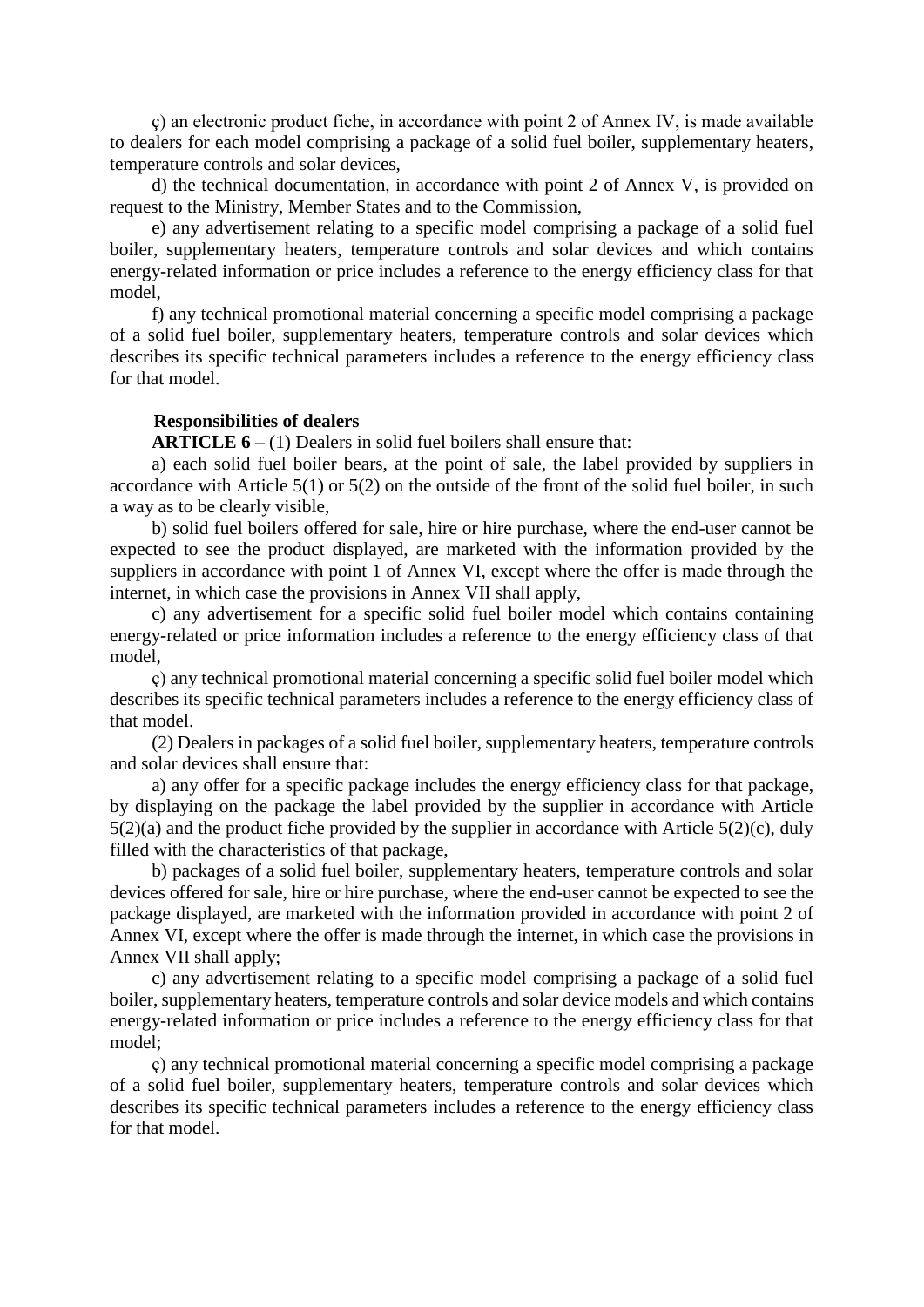ç) an electronic product fiche, in accordance with point 2 of Annex IV, is made available to dealers for each model comprising a package of a solid fuel boiler, supplementary heaters, temperature controls and solar devices,

d) the technical documentation, in accordance with point 2 of Annex V, is provided on request to the Ministry, Member States and to the Commission,

e) any advertisement relating to a specific model comprising a package of a solid fuel boiler, supplementary heaters, temperature controls and solar devices and which contains energy-related information or price includes a reference to the energy efficiency class for that model,

f) any technical promotional material concerning a specific model comprising a package of a solid fuel boiler, supplementary heaters, temperature controls and solar devices which describes its specific technical parameters includes a reference to the energy efficiency class for that model.

**Responsibilities of dealers**

**ARTICLE 6** – (1) Dealers in solid fuel boilers shall ensure that:

a) each solid fuel boiler bears, at the point of sale, the label provided by suppliers in accordance with Article 5(1) or 5(2) on the outside of the front of the solid fuel boiler, in such a way as to be clearly visible,

b) solid fuel boilers offered for sale, hire or hire purchase, where the end-user cannot be expected to see the product displayed, are marketed with the information provided by the suppliers in accordance with point 1 of Annex VI, except where the offer is made through the internet, in which case the provisions in Annex VII shall apply,

c) any advertisement for a specific solid fuel boiler model which contains containing energy-related or price information includes a reference to the energy efficiency class of that model,

ç) any technical promotional material concerning a specific solid fuel boiler model which describes its specific technical parameters includes a reference to the energy efficiency class of that model.

(2) Dealers in packages of a solid fuel boiler, supplementary heaters, temperature controls and solar devices shall ensure that:

a) any offer for a specific package includes the energy efficiency class for that package, by displaying on the package the label provided by the supplier in accordance with Article 5(2)(a) and the product fiche provided by the supplier in accordance with Article 5(2)(c), duly filled with the characteristics of that package,

b) packages of a solid fuel boiler, supplementary heaters, temperature controls and solar devices offered for sale, hire or hire purchase, where the end-user cannot be expected to see the package displayed, are marketed with the information provided in accordance with point 2 of Annex VI, except where the offer is made through the internet, in which case the provisions in Annex VII shall apply;

c) any advertisement relating to a specific model comprising a package of a solid fuel boiler, supplementary heaters, temperature controls and solar device models and which contains energy-related information or price includes a reference to the energy efficiency class for that model;

ç) any technical promotional material concerning a specific model comprising a package of a solid fuel boiler, supplementary heaters, temperature controls and solar devices which describes its specific technical parameters includes a reference to the energy efficiency class for that model.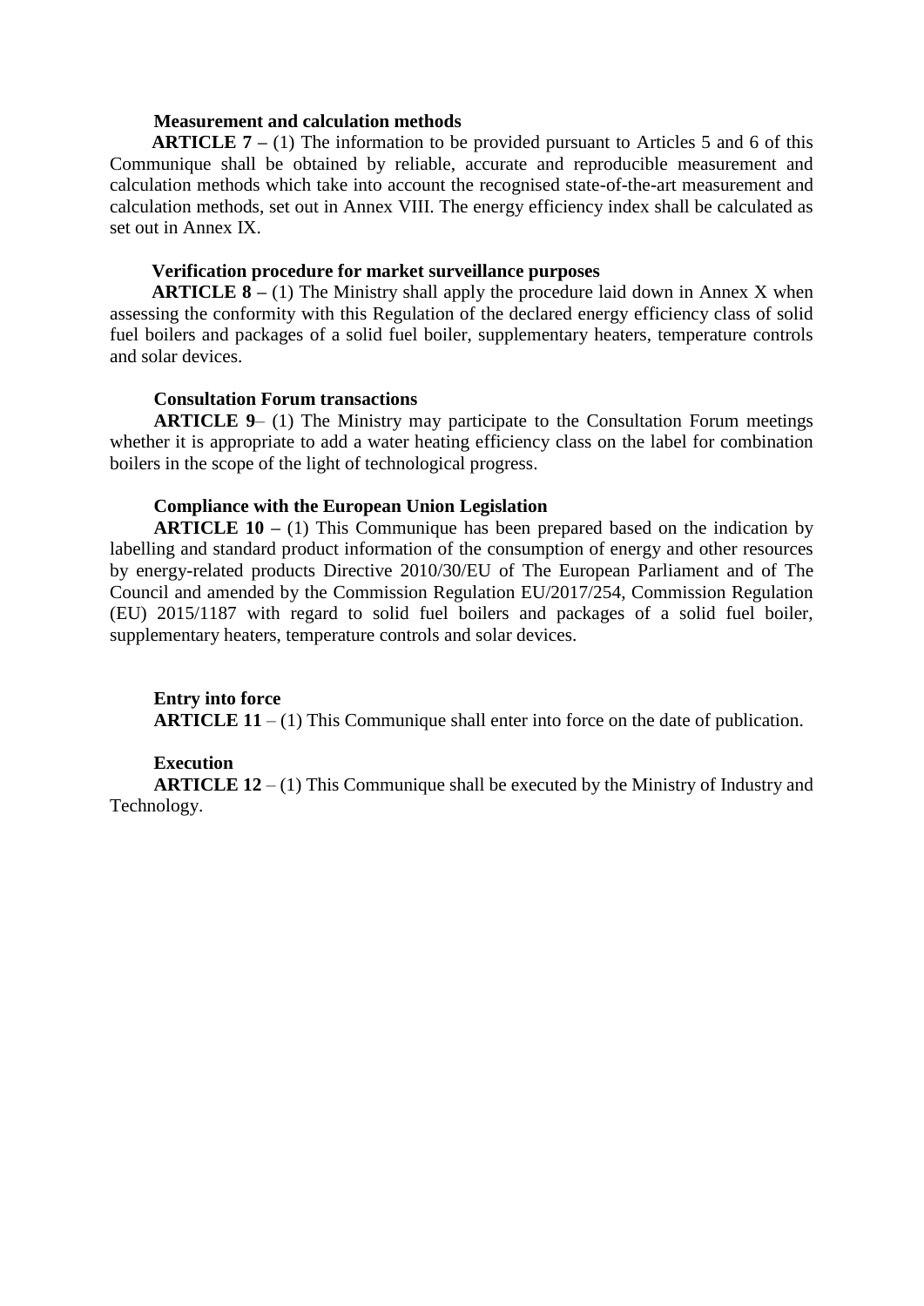**Measurement and calculation methods**

**ARTICLE 7 –** (1) The information to be provided pursuant to Articles 5 and 6 of this Communique shall be obtained by reliable, accurate and reproducible measurement and calculation methods which take into account the recognised state-of-the-art measurement and calculation methods, set out in Annex VIII. The energy efficiency index shall be calculated as set out in Annex IX.

**Verification procedure for market surveillance purposes**

**ARTICLE 8 –** (1) The Ministry shall apply the procedure laid down in Annex X when assessing the conformity with this Regulation of the declared energy efficiency class of solid fuel boilers and packages of a solid fuel boiler, supplementary heaters, temperature controls and solar devices.

**Consultation Forum transactions**

**ARTICLE 9**– (1) The Ministry may participate to the Consultation Forum meetings whether it is appropriate to add a water heating efficiency class on the label for combination boilers in the scope of the light of technological progress.

**Compliance with the European Union Legislation**

**ARTICLE 10 –** (1) This Communique has been prepared based on the indication by labelling and standard product information of the consumption of energy and other resources by energy-related products Directive 2010/30/EU of The European Parliament and of The Council and amended by the Commission Regulation EU/2017/254, Commission Regulation (EU) 2015/1187 with regard to solid fuel boilers and packages of a solid fuel boiler, supplementary heaters, temperature controls and solar devices.

**Entry into force**

**ARTICLE 11** – (1) This Communique shall enter into force on the date of publication.

**Execution**

**ARTICLE 12** – (1) This Communique shall be executed by the Ministry of Industry and Technology.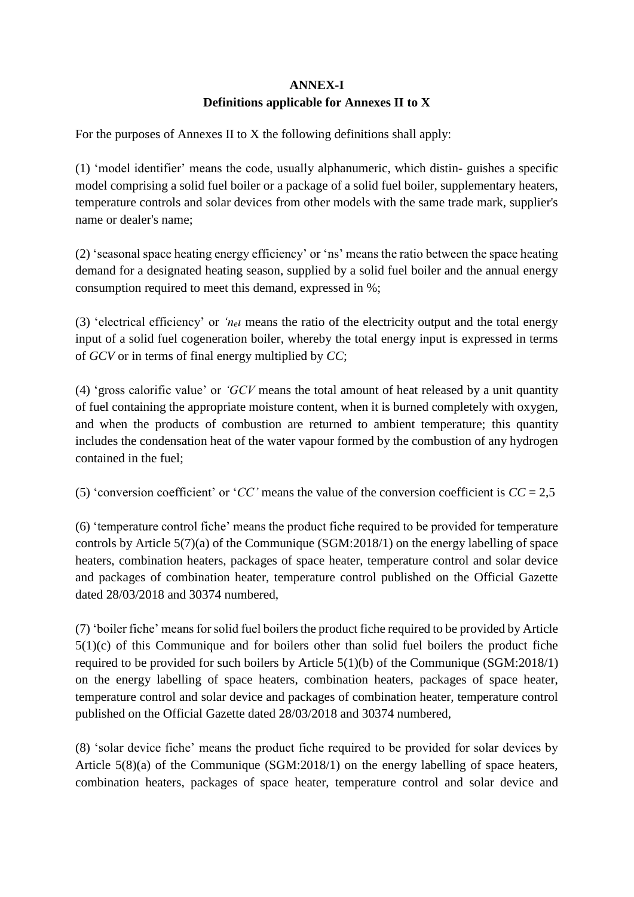**ANNEX-I**
**Definitions applicable for Annexes II to X**

For the purposes of Annexes II to X the following definitions shall apply:

(1) 'model identifier' means the code, usually alphanumeric, which distin- guishes a specific model comprising a solid fuel boiler or a package of a solid fuel boiler, supplementary heaters, temperature controls and solar devices from other models with the same trade mark, supplier's name or dealer's name;

(2) 'seasonal space heating energy efficiency' or 'ns' means the ratio between the space heating demand for a designated heating season, supplied by a solid fuel boiler and the annual energy consumption required to meet this demand, expressed in %;

(3) 'electrical efficiency' or *'$n_{el}$* means the ratio of the electricity output and the total energy input of a solid fuel cogeneration boiler, whereby the total energy input is expressed in terms of *GCV* or in terms of final energy multiplied by *CC*;

(4) 'gross calorific value' or *'GCV* means the total amount of heat released by a unit quantity of fuel containing the appropriate moisture content, when it is burned completely with oxygen, and when the products of combustion are returned to ambient temperature; this quantity includes the condensation heat of the water vapour formed by the combustion of any hydrogen contained in the fuel;

(5) 'conversion coefficient' or '*CC'* means the value of the conversion coefficient is *CC* = 2,5

(6) 'temperature control fiche' means the product fiche required to be provided for temperature controls by Article 5(7)(a) of the Communique (SGM:2018/1) on the energy labelling of space heaters, combination heaters, packages of space heater, temperature control and solar device and packages of combination heater, temperature control published on the Official Gazette dated 28/03/2018 and 30374 numbered,

(7) 'boiler fiche' means for solid fuel boilers the product fiche required to be provided by Article 5(1)(c) of this Communique and for boilers other than solid fuel boilers the product fiche required to be provided for such boilers by Article 5(1)(b) of the Communique (SGM:2018/1) on the energy labelling of space heaters, combination heaters, packages of space heater, temperature control and solar device and packages of combination heater, temperature control published on the Official Gazette dated 28/03/2018 and 30374 numbered,

(8) 'solar device fiche' means the product fiche required to be provided for solar devices by Article 5(8)(a) of the Communique (SGM:2018/1) on the energy labelling of space heaters, combination heaters, packages of space heater, temperature control and solar device and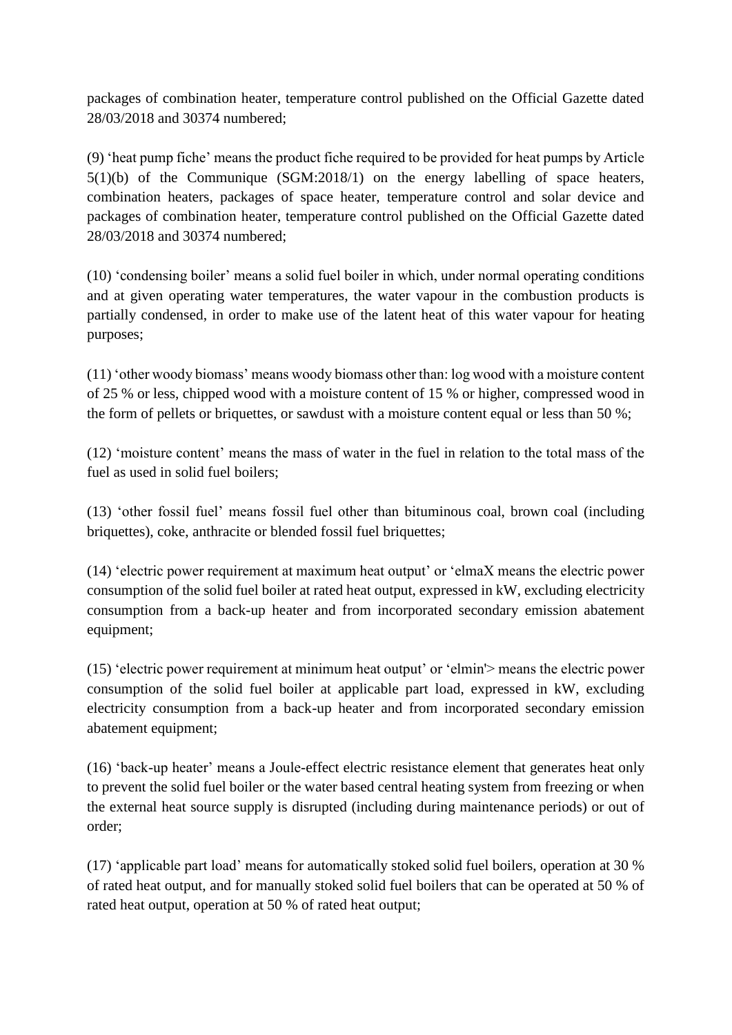packages of combination heater, temperature control published on the Official Gazette dated 28/03/2018 and 30374 numbered;

(9) 'heat pump fiche' means the product fiche required to be provided for heat pumps by Article 5(1)(b) of the Communique (SGM:2018/1) on the energy labelling of space heaters, combination heaters, packages of space heater, temperature control and solar device and packages of combination heater, temperature control published on the Official Gazette dated 28/03/2018 and 30374 numbered;

(10) 'condensing boiler' means a solid fuel boiler in which, under normal operating conditions and at given operating water temperatures, the water vapour in the combustion products is partially condensed, in order to make use of the latent heat of this water vapour for heating purposes;

(11) 'other woody biomass' means woody biomass other than: log wood with a moisture content of 25 % or less, chipped wood with a moisture content of 15 % or higher, compressed wood in the form of pellets or briquettes, or sawdust with a moisture content equal or less than 50 %;

(12) 'moisture content' means the mass of water in the fuel in relation to the total mass of the fuel as used in solid fuel boilers;

(13) 'other fossil fuel' means fossil fuel other than bituminous coal, brown coal (including briquettes), coke, anthracite or blended fossil fuel briquettes;

(14) 'electric power requirement at maximum heat output' or 'elmaX means the electric power consumption of the solid fuel boiler at rated heat output, expressed in kW, excluding electricity consumption from a back-up heater and from incorporated secondary emission abatement equipment;

(15) 'electric power requirement at minimum heat output' or 'elmin'> means the electric power consumption of the solid fuel boiler at applicable part load, expressed in kW, excluding electricity consumption from a back-up heater and from incorporated secondary emission abatement equipment;

(16) 'back-up heater' means a Joule-effect electric resistance element that generates heat only to prevent the solid fuel boiler or the water based central heating system from freezing or when the external heat source supply is disrupted (including during maintenance periods) or out of order;

(17) 'applicable part load' means for automatically stoked solid fuel boilers, operation at 30 % of rated heat output, and for manually stoked solid fuel boilers that can be operated at 50 % of rated heat output, operation at 50 % of rated heat output;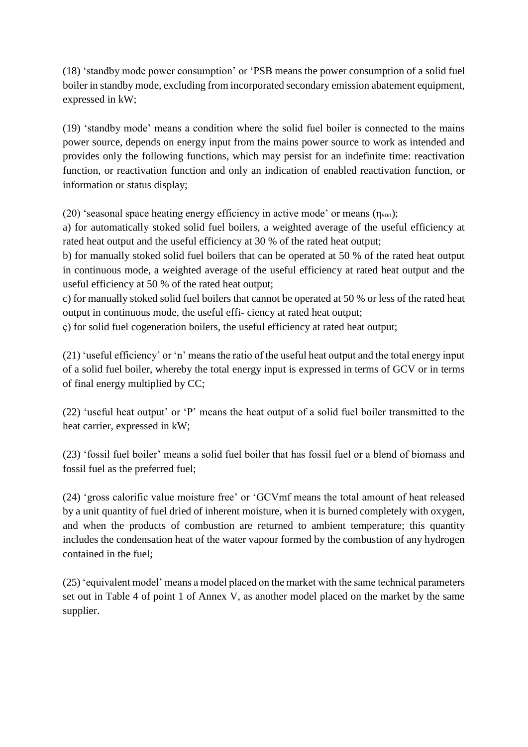(18) ‘standby mode power consumption’ or ‘PSB means the power consumption of a solid fuel boiler in standby mode, excluding from incorporated secondary emission abatement equipment, expressed in kW;

(19) ‘standby mode’ means a condition where the solid fuel boiler is connected to the mains power source, depends on energy input from the mains power source to work as intended and provides only the following functions, which may persist for an indefinite time: reactivation function, or reactivation function and only an indication of enabled reactivation function, or information or status display;

(20) ‘seasonal space heating energy efficiency in active mode’ or means ($\eta_{son}$);

a) for automatically stoked solid fuel boilers, a weighted average of the useful efficiency at rated heat output and the useful efficiency at 30 % of the rated heat output;

b) for manually stoked solid fuel boilers that can be operated at 50 % of the rated heat output in continuous mode, a weighted average of the useful efficiency at rated heat output and the useful efficiency at 50 % of the rated heat output;

c) for manually stoked solid fuel boilers that cannot be operated at 50 % or less of the rated heat output in continuous mode, the useful effi- ciency at rated heat output;

ç) for solid fuel cogeneration boilers, the useful efficiency at rated heat output;

(21) ‘useful efficiency’ or ‘n’ means the ratio of the useful heat output and the total energy input of a solid fuel boiler, whereby the total energy input is expressed in terms of GCV or in terms of final energy multiplied by CC;

(22) ‘useful heat output’ or ‘P’ means the heat output of a solid fuel boiler transmitted to the heat carrier, expressed in kW;

(23) ‘fossil fuel boiler’ means a solid fuel boiler that has fossil fuel or a blend of biomass and fossil fuel as the preferred fuel;

(24) ‘gross calorific value moisture free’ or ‘GCVmf means the total amount of heat released by a unit quantity of fuel dried of inherent moisture, when it is burned completely with oxygen, and when the products of combustion are returned to ambient temperature; this quantity includes the condensation heat of the water vapour formed by the combustion of any hydrogen contained in the fuel;

(25) ‘equivalent model’ means a model placed on the market with the same technical parameters set out in Table 4 of point 1 of Annex V, as another model placed on the market by the same supplier.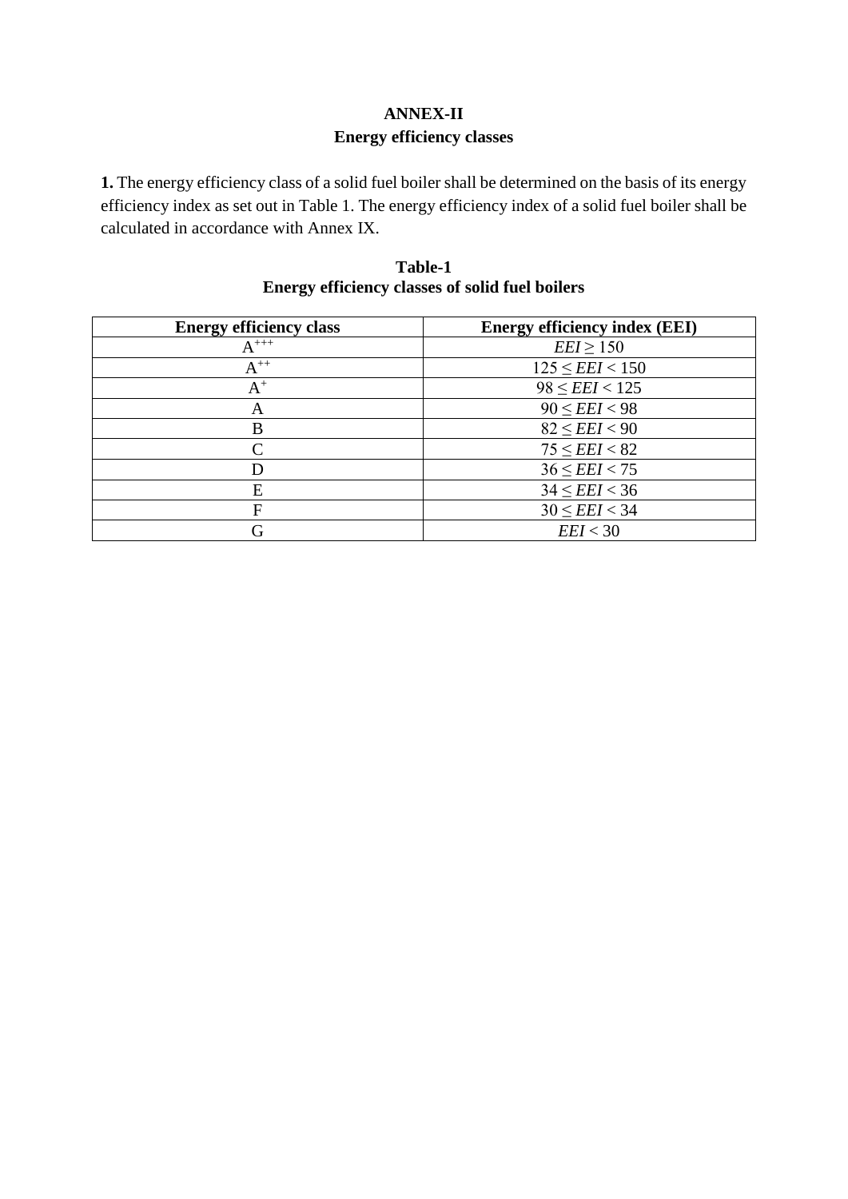# ANNEX-II

## Energy efficiency classes

**1.** The energy efficiency class of a solid fuel boiler shall be determined on the basis of its energy efficiency index as set out in Table 1. The energy efficiency index of a solid fuel boiler shall be calculated in accordance with Annex IX.

**Table-1**
**Energy efficiency classes of solid fuel boilers**

| Energy efficiency class | Energy efficiency index (EEI) |
|---|---|
| $A^{+++}$ | $EEI \geq 150$ |
| $A^{++}$ | $125 \leq EEI < 150$ |
| $A^{+}$ | $98 \leq EEI < 125$ |
| A | $90 \leq EEI < 98$ |
| B | $82 \leq EEI < 90$ |
| C | $75 \leq EEI < 82$ |
| D | $36 \leq EEI < 75$ |
| E | $34 \leq EEI < 36$ |
| F | $30 \leq EEI < 34$ |
| G | $EEI < 30$ |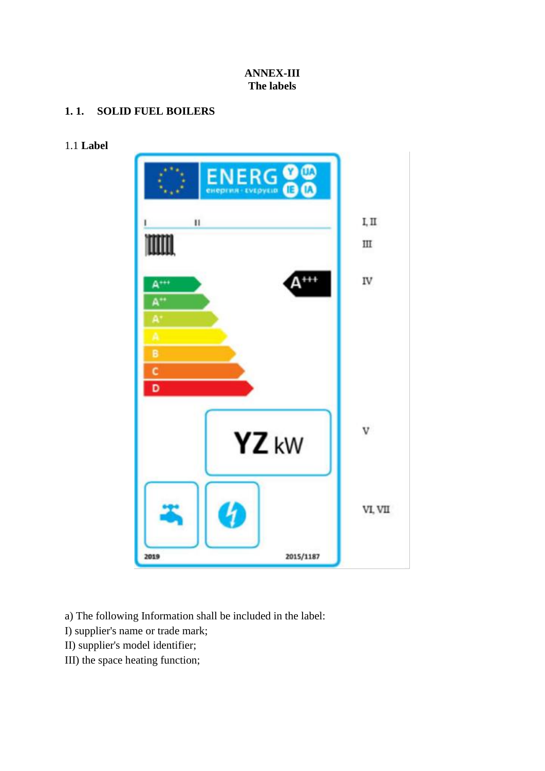**ANNEX-III**
**The labels**

## 1. 1. SOLID FUEL BOILERS

### 1.1 **Label**

| ENERG | | |
|---|---|---|
| I II | | I, II |
| | | III |
| A+++ A++ A+ A B C D | A+++ | IV |
| YZ kW | | V |
| | | VI, VII |
| 2019 | 2015/1187 | |

a) The following Information shall be included in the label:
I) supplier's name or trade mark;
II) supplier's model identifier;
III) the space heating function;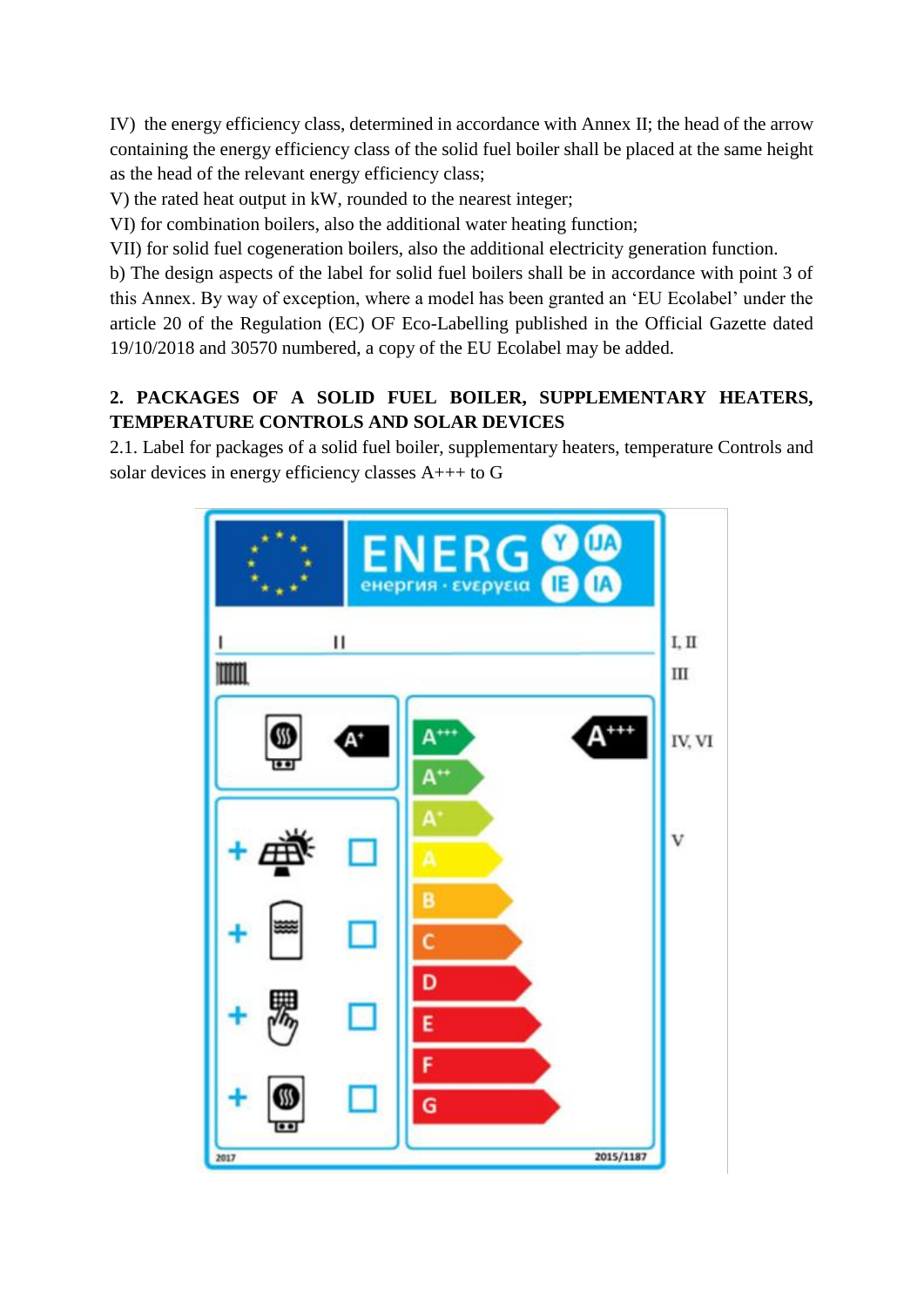IV) the energy efficiency class, determined in accordance with Annex II; the head of the arrow containing the energy efficiency class of the solid fuel boiler shall be placed at the same height as the head of the relevant energy efficiency class;

V) the rated heat output in kW, rounded to the nearest integer;

VI) for combination boilers, also the additional water heating function;

VII) for solid fuel cogeneration boilers, also the additional electricity generation function.

b) The design aspects of the label for solid fuel boilers shall be in accordance with point 3 of this Annex. By way of exception, where a model has been granted an 'EU Ecolabel' under the article 20 of the Regulation (EC) OF Eco-Labelling published in the Official Gazette dated 19/10/2018 and 30570 numbered, a copy of the EU Ecolabel may be added.

## 2. PACKAGES OF A SOLID FUEL BOILER, SUPPLEMENTARY HEATERS, TEMPERATURE CONTROLS AND SOLAR DEVICES

2.1. Label for packages of a solid fuel boiler, supplementary heaters, temperature Controls and solar devices in energy efficiency classes A+++ to G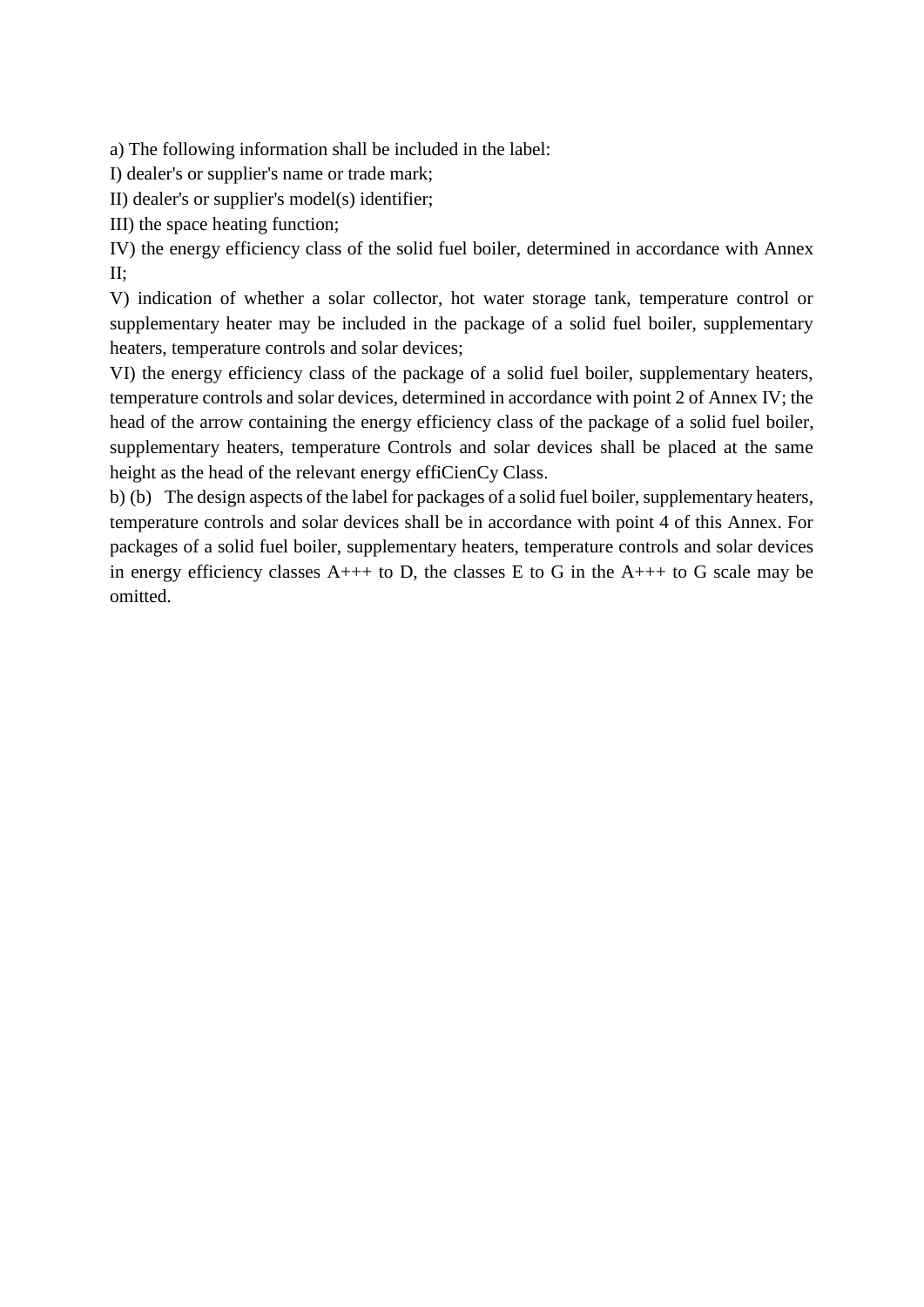a) The following information shall be included in the label:

I) dealer's or supplier's name or trade mark;

II) dealer's or supplier's model(s) identifier;

III) the space heating function;

IV) the energy efficiency class of the solid fuel boiler, determined in accordance with Annex II;

V) indication of whether a solar collector, hot water storage tank, temperature control or supplementary heater may be included in the package of a solid fuel boiler, supplementary heaters, temperature controls and solar devices;

VI) the energy efficiency class of the package of a solid fuel boiler, supplementary heaters, temperature controls and solar devices, determined in accordance with point 2 of Annex IV; the head of the arrow containing the energy efficiency class of the package of a solid fuel boiler, supplementary heaters, temperature Controls and solar devices shall be placed at the same height as the head of the relevant energy effiCienCy Class.

b) (b) The design aspects of the label for packages of a solid fuel boiler, supplementary heaters, temperature controls and solar devices shall be in accordance with point 4 of this Annex. For packages of a solid fuel boiler, supplementary heaters, temperature controls and solar devices in energy efficiency classes A+++ to D, the classes E to G in the A+++ to G scale may be omitted.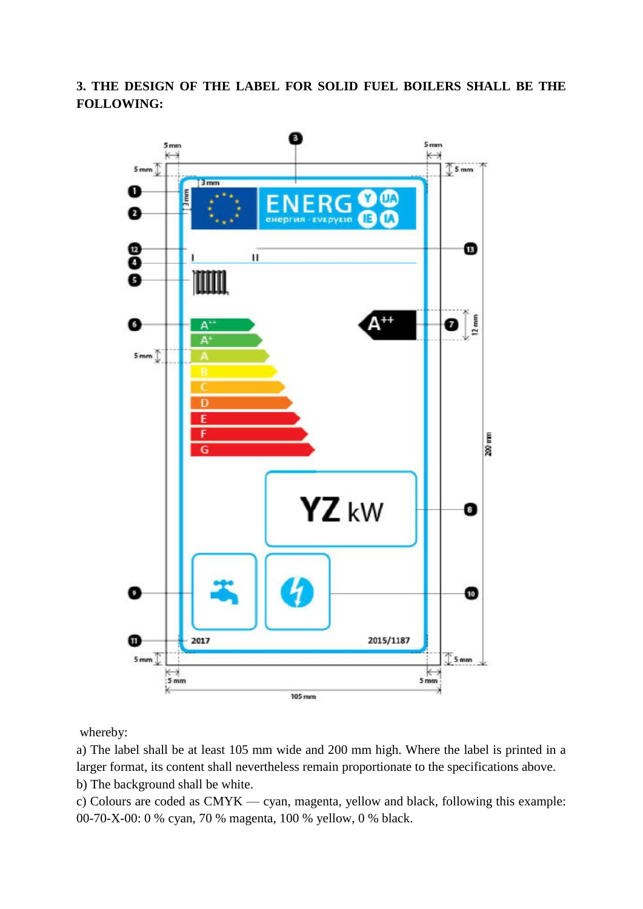**3. THE DESIGN OF THE LABEL FOR SOLID FUEL BOILERS SHALL BE THE FOLLOWING:**

whereby:

a) The label shall be at least 105 mm wide and 200 mm high. Where the label is printed in a larger format, its content shall nevertheless remain proportionate to the specifications above.

b) The background shall be white.

c) Colours are coded as CMYK — cyan, magenta, yellow and black, following this example: 00-70-X-00: 0 % cyan, 70 % magenta, 100 % yellow, 0 % black.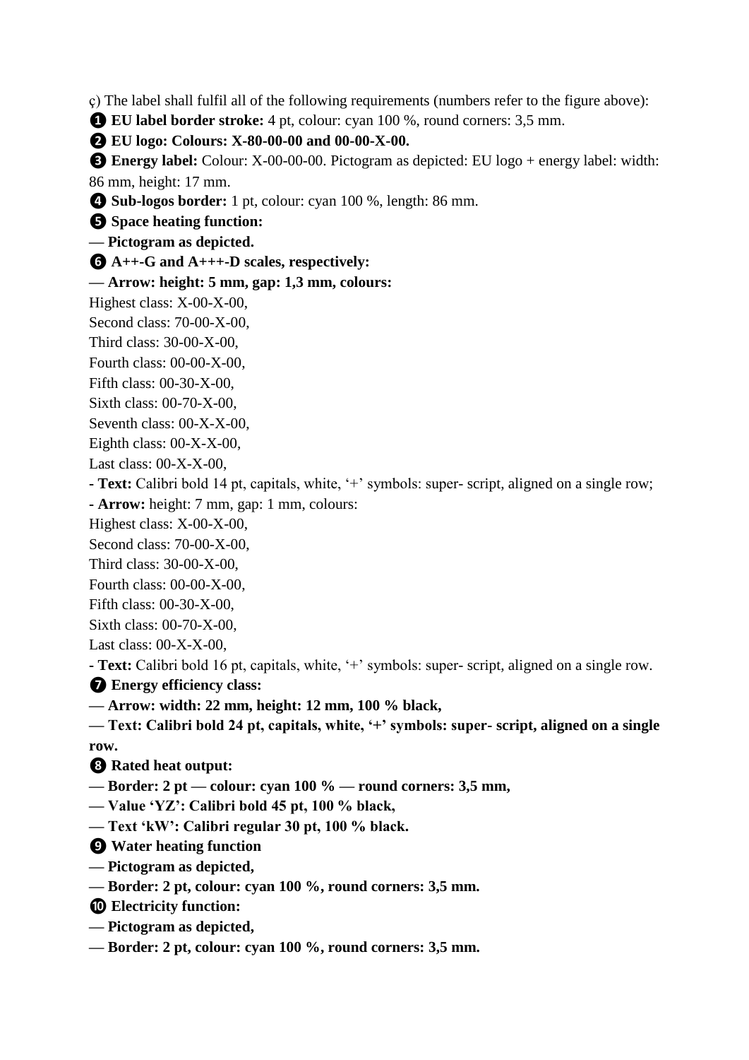ç) The label shall fulfil all of the following requirements (numbers refer to the figure above):

❶ **EU label border stroke:** 4 pt, colour: cyan 100 %, round corners: 3,5 mm.

❷ **EU logo: Colours: X-80-00-00 and 00-00-X-00.**

❸ **Energy label:** Colour: X-00-00-00. Pictogram as depicted: EU logo + energy label: width: 86 mm, height: 17 mm.

❹ **Sub-logos border:** 1 pt, colour: cyan 100 %, length: 86 mm.

❺ **Space heating function:**

**— Pictogram as depicted.**

❻ **A++-G and A+++-D scales, respectively:**

**— Arrow: height: 5 mm, gap: 1,3 mm, colours:**

Highest class: X-00-X-00,

Second class: 70-00-X-00,

Third class: 30-00-X-00,

Fourth class: 00-00-X-00,

Fifth class: 00-30-X-00,

Sixth class: 00-70-X-00,

Seventh class: 00-X-X-00,

Eighth class: 00-X-X-00,

Last class: 00-X-X-00,

**- Text:** Calibri bold 14 pt, capitals, white, '+' symbols: super- script, aligned on a single row;

**- Arrow:** height: 7 mm, gap: 1 mm, colours:

Highest class: X-00-X-00,

Second class: 70-00-X-00,

Third class: 30-00-X-00,

Fourth class: 00-00-X-00,

Fifth class: 00-30-X-00,

Sixth class: 00-70-X-00,

Last class: 00-X-X-00,

**- Text:** Calibri bold 16 pt, capitals, white, '+' symbols: super- script, aligned on a single row.

❼ **Energy efficiency class:**

**— Arrow: width: 22 mm, height: 12 mm, 100 % black,**

**— Text: Calibri bold 24 pt, capitals, white, '+' symbols: super- script, aligned on a single row.**

❽ **Rated heat output:**

**— Border: 2 pt — colour: cyan 100 % — round corners: 3,5 mm,**

**— Value 'YZ': Calibri bold 45 pt, 100 % black,**

**— Text 'kW': Calibri regular 30 pt, 100 % black.**

❾ **Water heating function**

**— Pictogram as depicted,**

**— Border: 2 pt, colour: cyan 100 %, round corners: 3,5 mm.**

❿ **Electricity function:**

**— Pictogram as depicted,**

**— Border: 2 pt, colour: cyan 100 %, round corners: 3,5 mm.**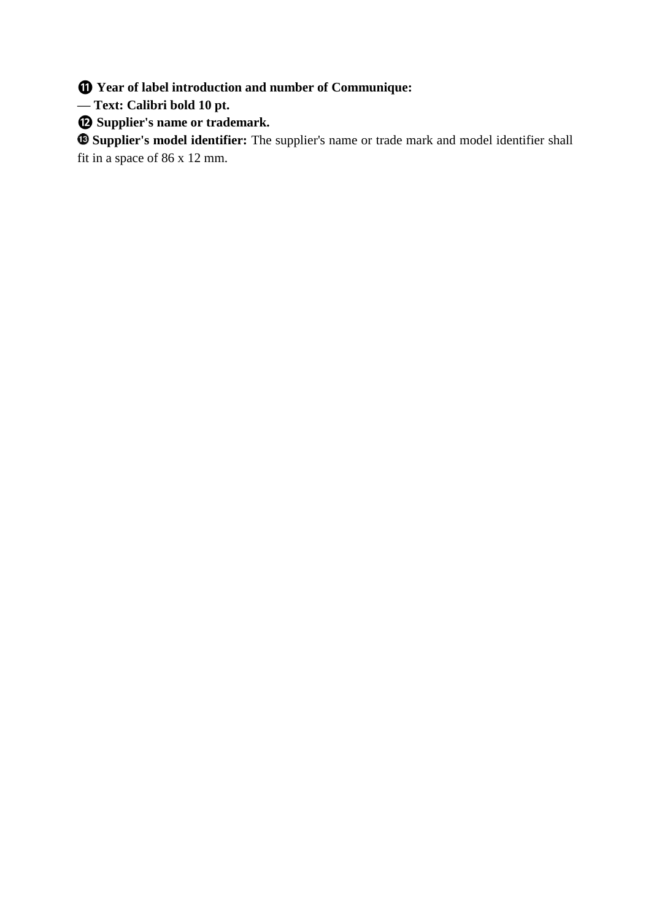⓫ **Year of label introduction and number of Communique:**

**— Text: Calibri bold 10 pt.**

⓬ **Supplier's name or trademark.**

⓭ **Supplier's model identifier:** The supplier's name or trade mark and model identifier shall fit in a space of 86 x 12 mm.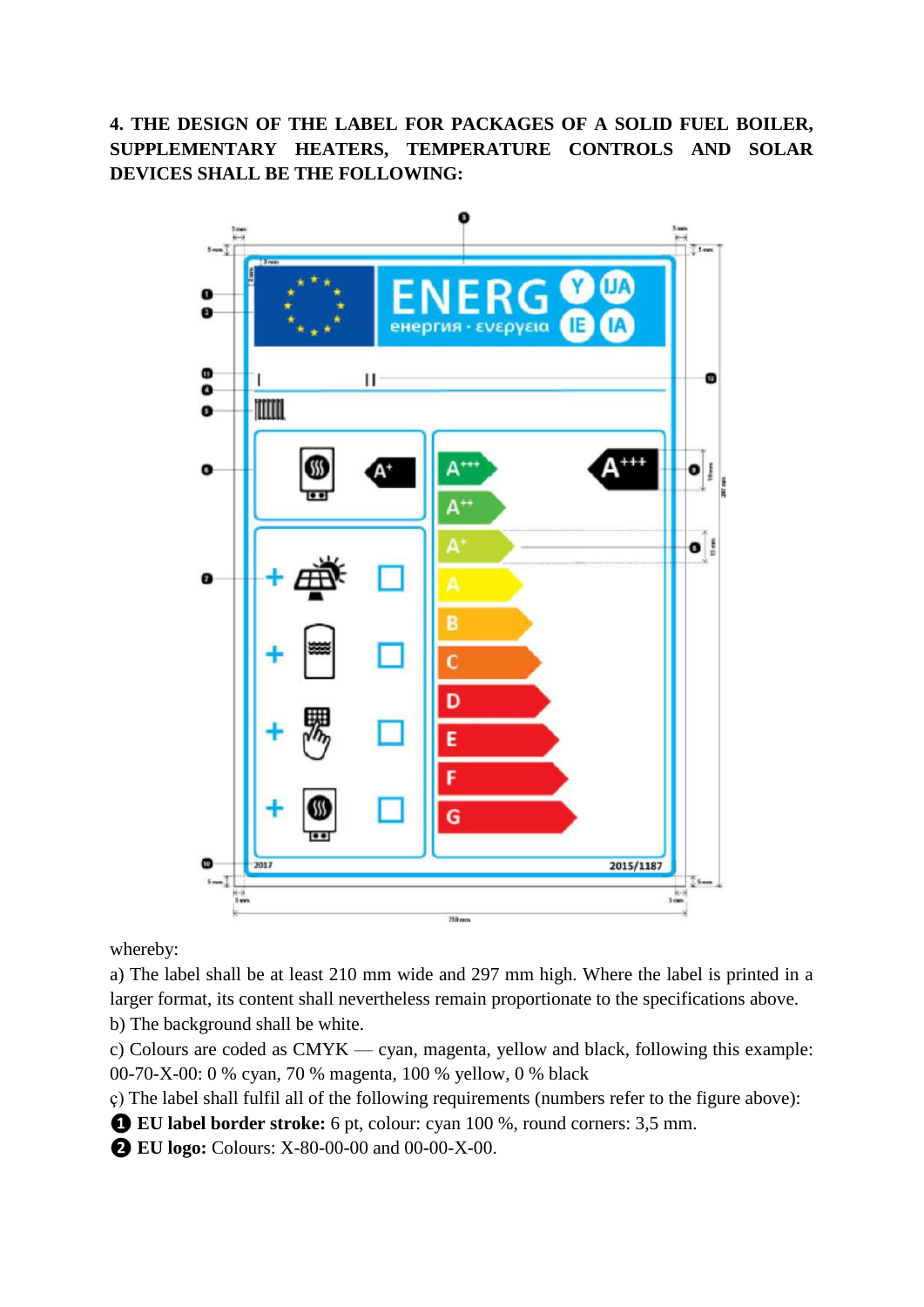**4. THE DESIGN OF THE LABEL FOR PACKAGES OF A SOLID FUEL BOILER, SUPPLEMENTARY HEATERS, TEMPERATURE CONTROLS AND SOLAR DEVICES SHALL BE THE FOLLOWING:**

whereby:

a) The label shall be at least 210 mm wide and 297 mm high. Where the label is printed in a larger format, its content shall nevertheless remain proportionate to the specifications above.

b) The background shall be white.

c) Colours are coded as CMYK — cyan, magenta, yellow and black, following this example: 00-70-X-00: 0 % cyan, 70 % magenta, 100 % yellow, 0 % black

ç) The label shall fulfil all of the following requirements (numbers refer to the figure above):

❶ **EU label border stroke:** 6 pt, colour: cyan 100 %, round corners: 3,5 mm.

❷ **EU logo:** Colours: X-80-00-00 and 00-00-X-00.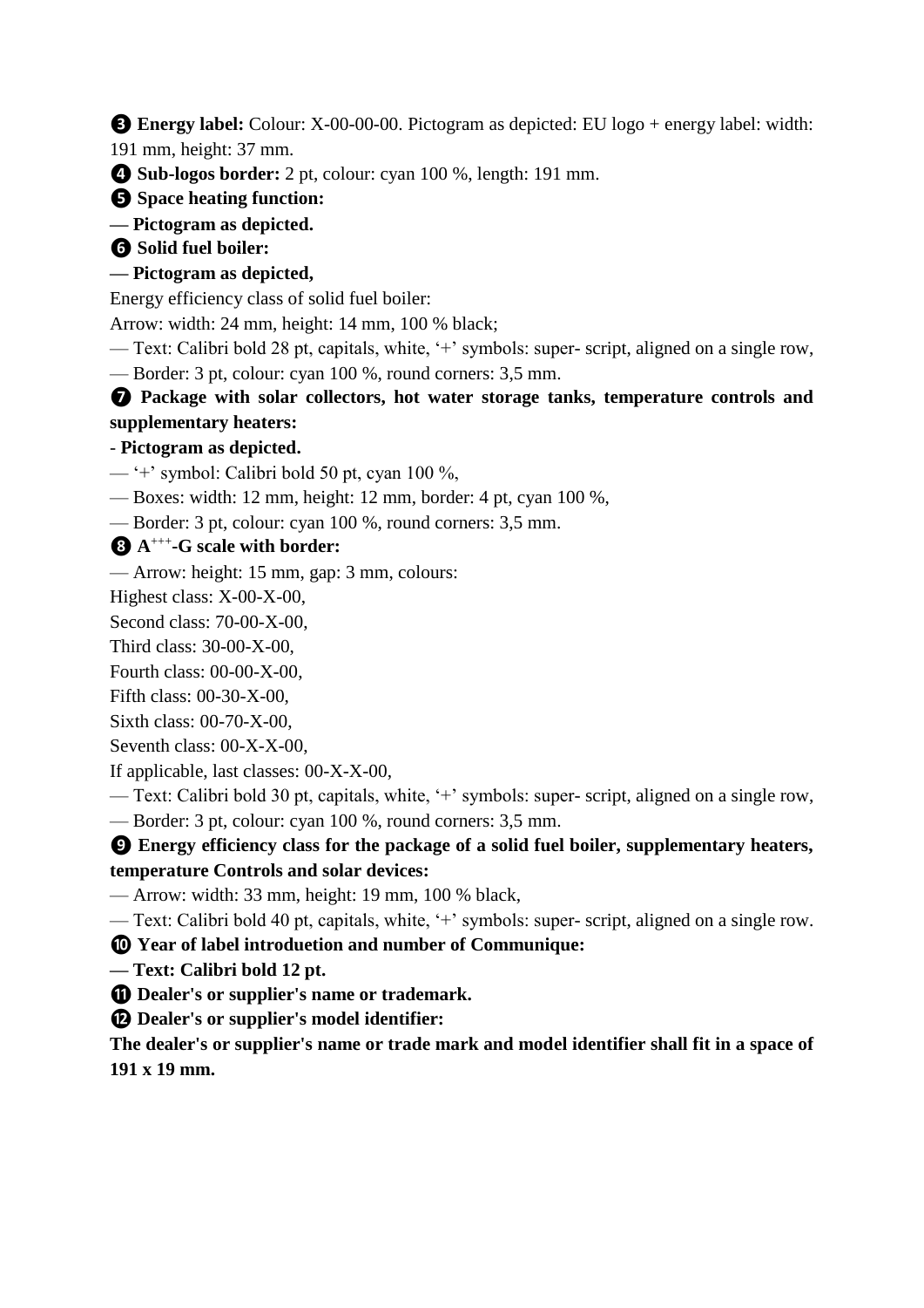❸ **Energy label:** Colour: X-00-00-00. Pictogram as depicted: EU logo + energy label: width: 191 mm, height: 37 mm.

❹ **Sub-logos border:** 2 pt, colour: cyan 100 %, length: 191 mm.

❺ **Space heating function:**

**— Pictogram as depicted.**

❻ **Solid fuel boiler:**

**— Pictogram as depicted,**

Energy efficiency class of solid fuel boiler:

Arrow: width: 24 mm, height: 14 mm, 100 % black;

— Text: Calibri bold 28 pt, capitals, white, '+' symbols: super- script, aligned on a single row,

— Border: 3 pt, colour: cyan 100 %, round corners: 3,5 mm.

❼ **Package with solar collectors, hot water storage tanks, temperature controls and supplementary heaters:**

- **Pictogram as depicted.**

— '+' symbol: Calibri bold 50 pt, cyan 100 %,

— Boxes: width: 12 mm, height: 12 mm, border: 4 pt, cyan 100 %,

— Border: 3 pt, colour: cyan 100 %, round corners: 3,5 mm.

❽ **$A^{+++}$-G scale with border:**

— Arrow: height: 15 mm, gap: 3 mm, colours:

Highest class: X-00-X-00,

Second class: 70-00-X-00,

Third class: 30-00-X-00,

Fourth class: 00-00-X-00,

Fifth class: 00-30-X-00,

Sixth class: 00-70-X-00,

Seventh class: 00-X-X-00,

If applicable, last classes: 00-X-X-00,

— Text: Calibri bold 30 pt, capitals, white, '+' symbols: super- script, aligned on a single row,

— Border: 3 pt, colour: cyan 100 %, round corners: 3,5 mm.

❾ **Energy efficiency class for the package of a solid fuel boiler, supplementary heaters, temperature Controls and solar devices:**

— Arrow: width: 33 mm, height: 19 mm, 100 % black,

— Text: Calibri bold 40 pt, capitals, white, '+' symbols: super- script, aligned on a single row.

❿ **Year of label introduetion and number of Communique:**

**— Text: Calibri bold 12 pt.**

⓫ **Dealer's or supplier's name or trademark.**

⓬ **Dealer's or supplier's model identifier:**

**The dealer's or supplier's name or trade mark and model identifier shall fit in a space of 191 x 19 mm.**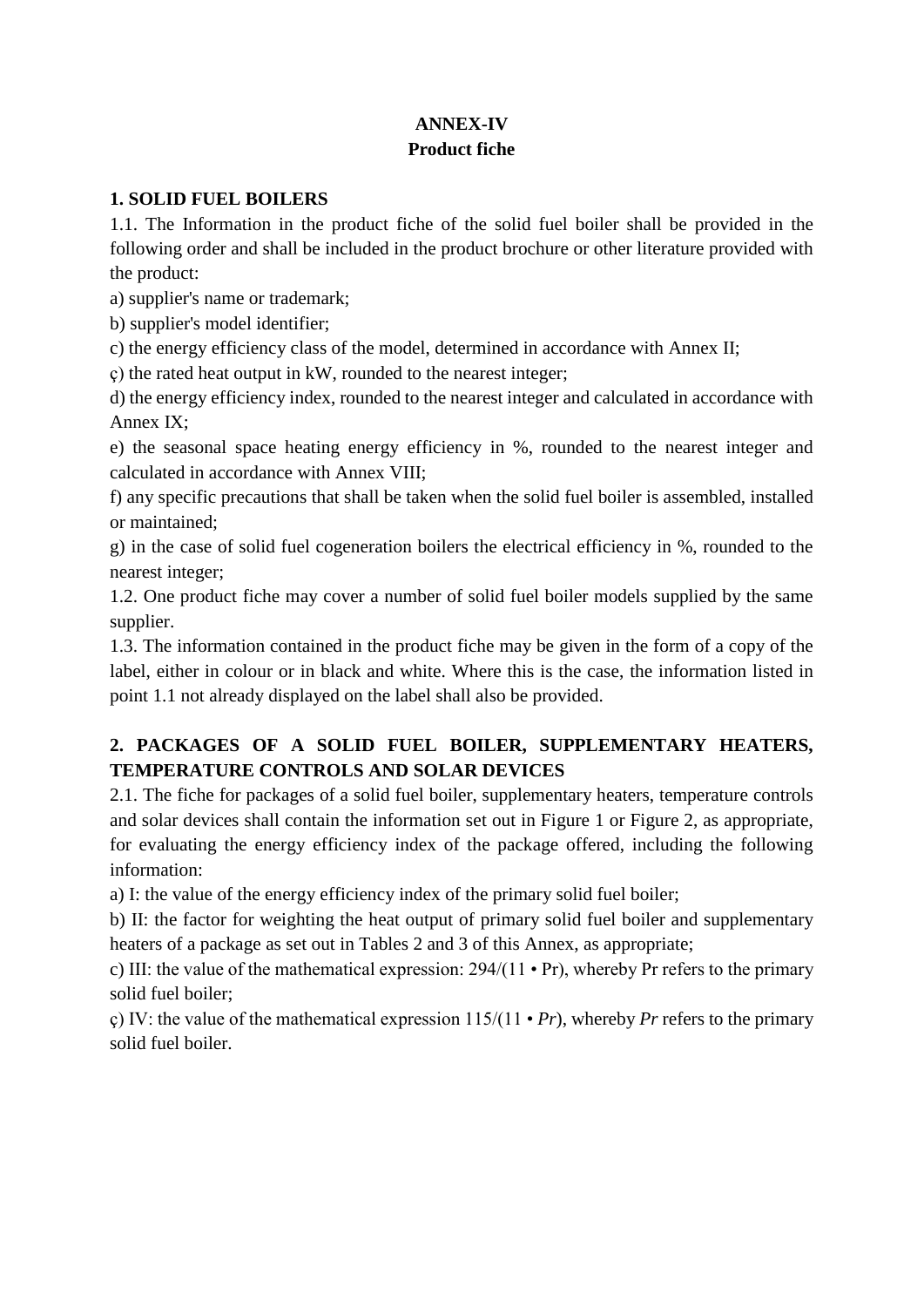# ANNEX-IV
## Product fiche

### 1. SOLID FUEL BOILERS

1.1. The Information in the product fiche of the solid fuel boiler shall be provided in the following order and shall be included in the product brochure or other literature provided with the product:

a) supplier's name or trademark;

b) supplier's model identifier;

c) the energy efficiency class of the model, determined in accordance with Annex II;

ç) the rated heat output in kW, rounded to the nearest integer;

d) the energy efficiency index, rounded to the nearest integer and calculated in accordance with Annex IX;

e) the seasonal space heating energy efficiency in %, rounded to the nearest integer and calculated in accordance with Annex VIII;

f) any specific precautions that shall be taken when the solid fuel boiler is assembled, installed or maintained;

g) in the case of solid fuel cogeneration boilers the electrical efficiency in %, rounded to the nearest integer;

1.2. One product fiche may cover a number of solid fuel boiler models supplied by the same supplier.

1.3. The information contained in the product fiche may be given in the form of a copy of the label, either in colour or in black and white. Where this is the case, the information listed in point 1.1 not already displayed on the label shall also be provided.

### 2. PACKAGES OF A SOLID FUEL BOILER, SUPPLEMENTARY HEATERS, TEMPERATURE CONTROLS AND SOLAR DEVICES

2.1. The fiche for packages of a solid fuel boiler, supplementary heaters, temperature controls and solar devices shall contain the information set out in Figure 1 or Figure 2, as appropriate, for evaluating the energy efficiency index of the package offered, including the following information:

a) I: the value of the energy efficiency index of the primary solid fuel boiler;

b) II: the factor for weighting the heat output of primary solid fuel boiler and supplementary heaters of a package as set out in Tables 2 and 3 of this Annex, as appropriate;

c) III: the value of the mathematical expression: $294/(11 \cdot Pr)$, whereby Pr refers to the primary solid fuel boiler;

ç) IV: the value of the mathematical expression $115/(11 \cdot Pr)$, whereby *Pr* refers to the primary solid fuel boiler.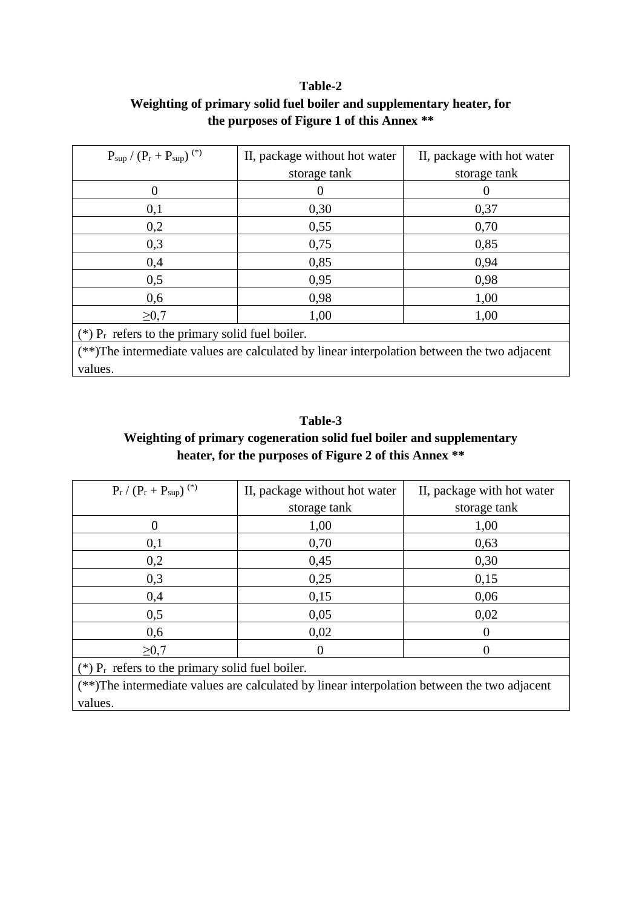**Table-2**

**Weighting of primary solid fuel boiler and supplementary heater, for the purposes of Figure 1 of this Annex \*\***

| $P_{sup} / (P_r + P_{sup})$ (*) | II, package without hot water storage tank | II, package with hot water storage tank |
|---|---|---|
| 0 | 0 | 0 |
| 0,1 | 0,30 | 0,37 |
| 0,2 | 0,55 | 0,70 |
| 0,3 | 0,75 | 0,85 |
| 0,4 | 0,85 | 0,94 |
| 0,5 | 0,95 | 0,98 |
| 0,6 | 0,98 | 1,00 |
| ≥0,7 | 1,00 | 1,00 |
| (*) $P_r$ refers to the primary solid fuel boiler. | | |
| (**)The intermediate values are calculated by linear interpolation between the two adjacent values. | | |

**Table-3**

**Weighting of primary cogeneration solid fuel boiler and supplementary heater, for the purposes of Figure 2 of this Annex \*\***

| $P_r / (P_r + P_{sup})$ (*) | II, package without hot water storage tank | II, package with hot water storage tank |
|---|---|---|
| 0 | 1,00 | 1,00 |
| 0,1 | 0,70 | 0,63 |
| 0,2 | 0,45 | 0,30 |
| 0,3 | 0,25 | 0,15 |
| 0,4 | 0,15 | 0,06 |
| 0,5 | 0,05 | 0,02 |
| 0,6 | 0,02 | 0 |
| ≥0,7 | 0 | 0 |
| (*) $P_r$ refers to the primary solid fuel boiler. | | |
| (**)The intermediate values are calculated by linear interpolation between the two adjacent values. | | |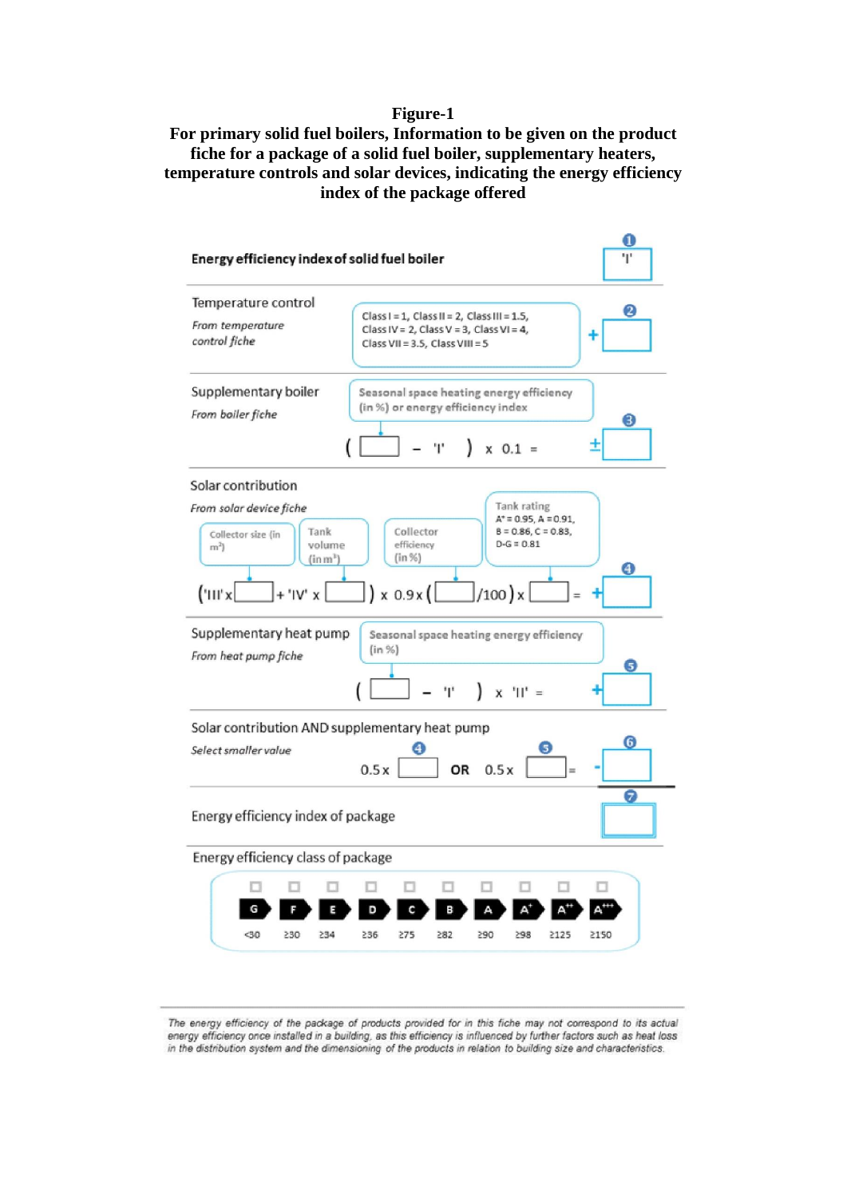**Figure-1**

**For primary solid fuel boilers, Information to be given on the product fiche for a package of a solid fuel boiler, supplementary heaters, temperature controls and solar devices, indicating the energy efficiency index of the package offered**

**Energy efficiency index of solid fuel boiler** — ❶ 'I'

**Temperature control**

*From temperature control fiche*

Class I = 1, Class II = 2, Class III = 1.5, Class IV = 2, Class V = 3, Class VI = 4, Class VII = 3.5, Class VIII = 5

❷ + [ ]

**Supplementary boiler**

*From boiler fiche*

Seasonal space heating energy efficiency (in %) or energy efficiency index

( [ ] – 'I' ) x 0.1 = ❸ ± [ ]

**Solar contribution**

*From solar device fiche*

Collector size (in m²) | Tank volume (in m³) | Collector efficiency (in %) | Tank rating: A* = 0.95, A = 0.91, B = 0.86, C = 0.83, D-G = 0.81

('III' x [ ] + 'IV' x [ ]) x 0.9 x ([ ]/100) x [ ] = ❹ + [ ]

**Supplementary heat pump**

*From heat pump fiche*

Seasonal space heating energy efficiency (in %)

( [ ] – 'I' ) x 'II' = ❺ + [ ]

**Solar contribution AND supplementary heat pump**

*Select smaller value*

0.5 x ❹ [ ] OR 0.5 x ❺ [ ] = ❻ - [ ]

**Energy efficiency index of package** ❼ [ ]

**Energy efficiency class of package**

| G | F | E | D | C | B | A | A+ | A++ | A+++ |
|---|---|---|---|---|---|---|---|---|---|
| <30 | ≥30 | ≥34 | ≥36 | ≥75 | ≥82 | ≥90 | ≥98 | ≥125 | ≥150 |

*The energy efficiency of the package of products provided for in this fiche may not correspond to its actual energy efficiency once installed in a building, as this efficiency is influenced by further factors such as heat loss in the distribution system and the dimensioning of the products in relation to building size and characteristics.*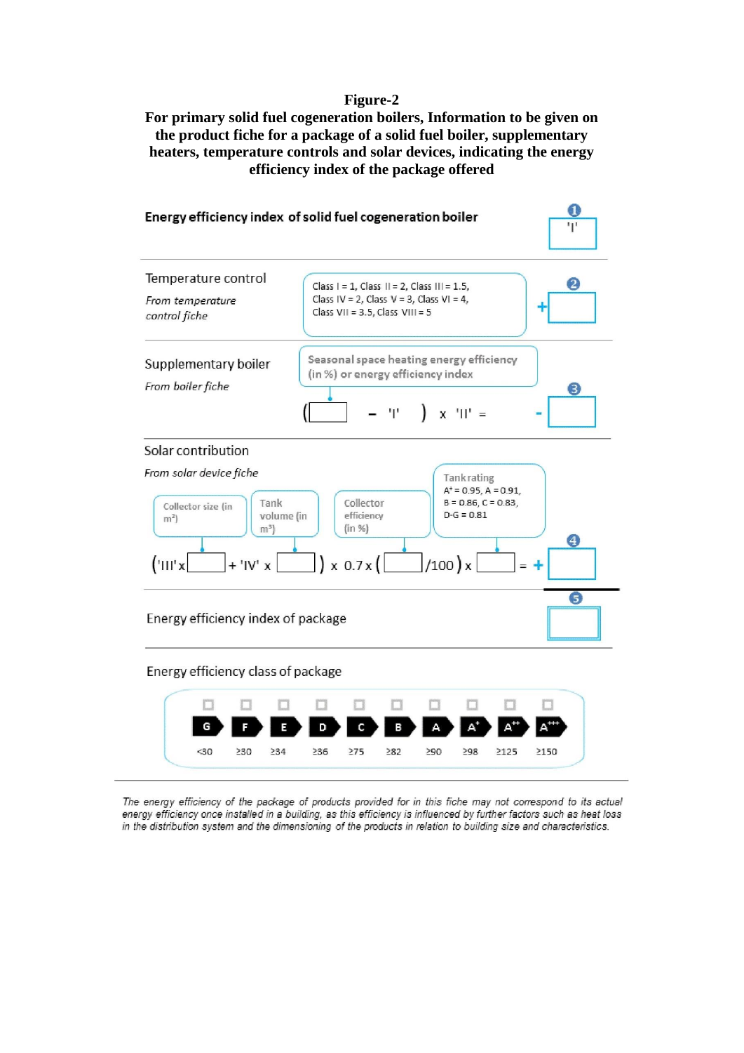**Figure-2**

**For primary solid fuel cogeneration boilers, Information to be given on the product fiche for a package of a solid fuel boiler, supplementary heaters, temperature controls and solar devices, indicating the energy efficiency index of the package offered**

**Energy efficiency index of solid fuel cogeneration boiler** ❶ 'I'

Temperature control

*From temperature control fiche*

Class I = 1, Class II = 2, Class III = 1.5, Class IV = 2, Class V = 3, Class VI = 4, Class VII = 3.5, Class VIII = 5

\+ ❷

Supplementary boiler

*From boiler fiche*

Seasonal space heating energy efficiency (in %) or energy efficiency index

( [ ] – 'I' ) x 'II' = - ❸

Solar contribution

*From solar device fiche*

Collector size (in m²) | Tank volume (in m³) | Collector efficiency (in %) | Tank rating $A^+$ = 0.95, A = 0.91, B = 0.86, C = 0.83, D-G = 0.81

('III' x [ ] + 'IV' x [ ] ) x 0.7 x ( [ ] /100 ) x [ ] = + ❹

Energy efficiency index of package ❺

Energy efficiency class of package

| G | F | E | D | C | B | A | A+ | A++ | A+++ |
|---|---|---|---|---|---|---|---|---|---|
| <30 | ≥30 | ≥34 | ≥36 | ≥75 | ≥82 | ≥90 | ≥98 | ≥125 | ≥150 |

*The energy efficiency of the package of products provided for in this fiche may not correspond to its actual energy efficiency once installed in a building, as this efficiency is influenced by further factors such as heat loss in the distribution system and the dimensioning of the products in relation to building size and characteristics.*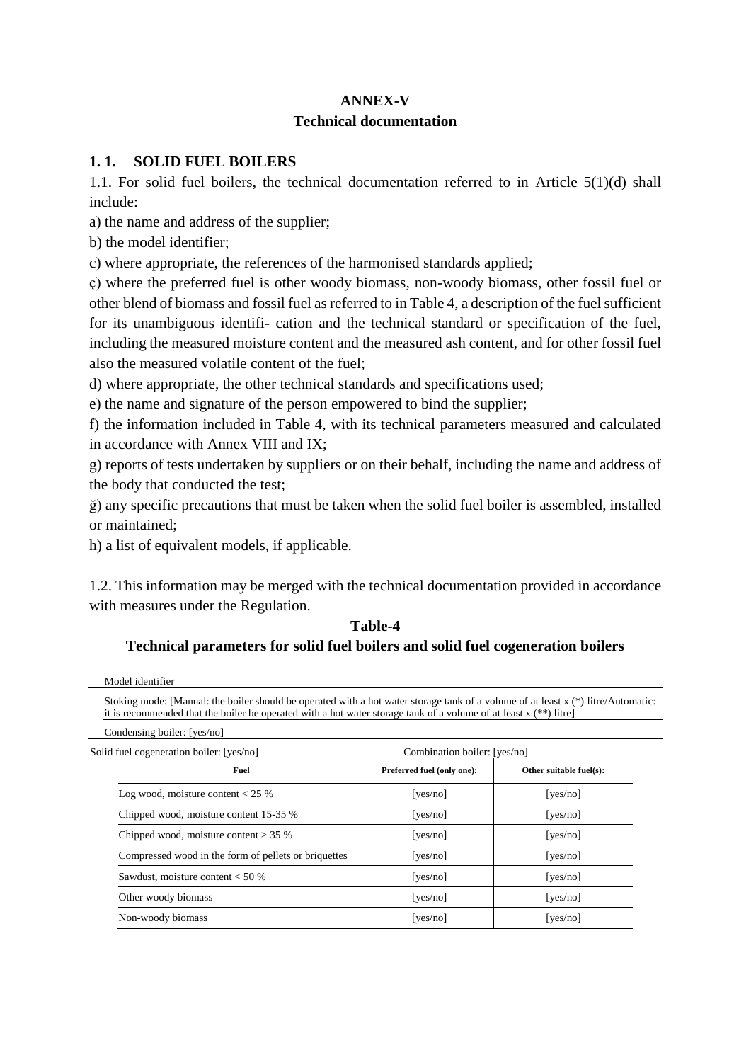**ANNEX-V**

**Technical documentation**

## 1. 1. SOLID FUEL BOILERS

1.1. For solid fuel boilers, the technical documentation referred to in Article 5(1)(d) shall include:

a) the name and address of the supplier;

b) the model identifier;

c) where appropriate, the references of the harmonised standards applied;

ç) where the preferred fuel is other woody biomass, non-woody biomass, other fossil fuel or other blend of biomass and fossil fuel as referred to in Table 4, a description of the fuel sufficient for its unambiguous identifi- cation and the technical standard or specification of the fuel, including the measured moisture content and the measured ash content, and for other fossil fuel also the measured volatile content of the fuel;

d) where appropriate, the other technical standards and specifications used;

e) the name and signature of the person empowered to bind the supplier;

f) the information included in Table 4, with its technical parameters measured and calculated in accordance with Annex VIII and IX;

g) reports of tests undertaken by suppliers or on their behalf, including the name and address of the body that conducted the test;

ğ) any specific precautions that must be taken when the solid fuel boiler is assembled, installed or maintained;

h) a list of equivalent models, if applicable.

1.2. This information may be merged with the technical documentation provided in accordance with measures under the Regulation.

**Table-4**

**Technical parameters for solid fuel boilers and solid fuel cogeneration boilers**

Model identifier

Stoking mode: [Manual: the boiler should be operated with a hot water storage tank of a volume of at least x (*) litre/Automatic: it is recommended that the boiler be operated with a hot water storage tank of a volume of at least x (**) litre]

Condensing boiler: [yes/no]

Solid fuel cogeneration boiler: [yes/no] Combination boiler: [yes/no]

| Fuel | Preferred fuel (only one): | Other suitable fuel(s): |
|---|---|---|
| Log wood, moisture content < 25 % | [yes/no] | [yes/no] |
| Chipped wood, moisture content 15-35 % | [yes/no] | [yes/no] |
| Chipped wood, moisture content > 35 % | [yes/no] | [yes/no] |
| Compressed wood in the form of pellets or briquettes | [yes/no] | [yes/no] |
| Sawdust, moisture content < 50 % | [yes/no] | [yes/no] |
| Other woody biomass | [yes/no] | [yes/no] |
| Non-woody biomass | [yes/no] | [yes/no] |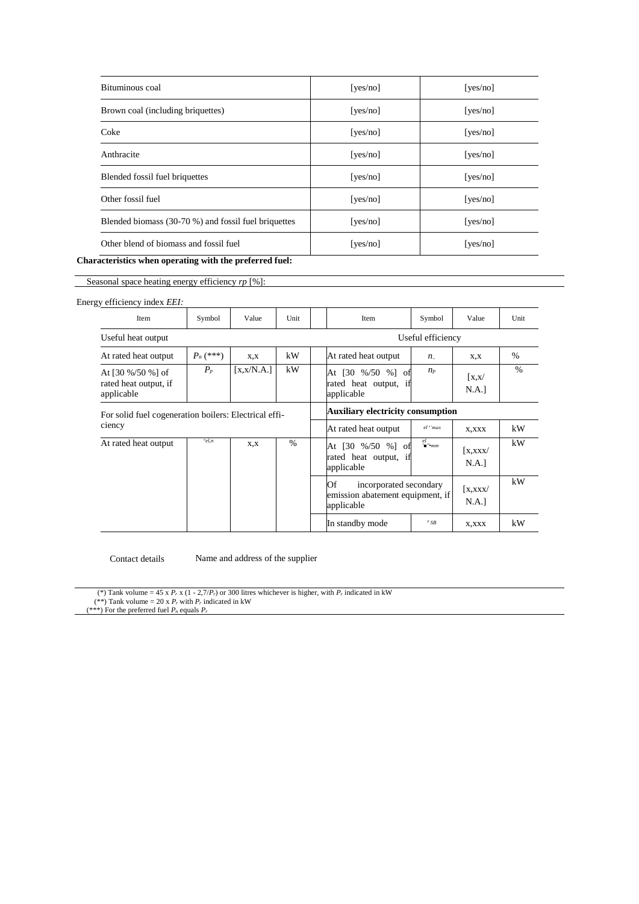| | | |
|---|---|---|
| Bituminous coal | [yes/no] | [yes/no] |
| Brown coal (including briquettes) | [yes/no] | [yes/no] |
| Coke | [yes/no] | [yes/no] |
| Anthracite | [yes/no] | [yes/no] |
| Blended fossil fuel briquettes | [yes/no] | [yes/no] |
| Other fossil fuel | [yes/no] | [yes/no] |
| Blended biomass (30-70 %) and fossil fuel briquettes | [yes/no] | [yes/no] |
| Other blend of biomass and fossil fuel | [yes/no] | [yes/no] |

**Characteristics when operating with the preferred fuel:**

Seasonal space heating energy efficiency *rp* [%]:

Energy efficiency index *EEI*:

| Item | Symbol | Value | Unit | | Item | Symbol | Value | Unit |
|---|---|---|---|---|---|---|---|---|
| Useful heat output | | | | | Useful efficiency | | | |
| At rated heat output | $P_n$ (***) | x,x | kW | | At rated heat output | $n_{..}$ | x,x | % |
| At [30 %/50 %] of rated heat output, if applicable | $P_p$ | [x,x/N.A.] | kW | | At [30 %/50 %] of rated heat output, if applicable | $n_p$ | [x,x/ N.A.] | % |
| For solid fuel cogeneration boilers: Electrical efficiency | | | | | **Auxiliary electricity consumption** | | | |
| | | | | | At rated heat output | $el_{max}$ | x,xxx | kW |
| At rated heat output | $\eta_{el,n}$ | x,x | % | | At [30 %/50 %] of rated heat output, if applicable | $el_{min}$ | [x,xxx/ N.A.] | kW |
| | | | | | Of incorporated secondary emission abatement equipment, if applicable | | [x,xxx/ N.A.] | kW |
| | | | | | In standby mode | $P_{SB}$ | x,xxx | kW |

Contact details Name and address of the supplier

(*) Tank volume = 45 x $P_r$ x (1 - 2,7/$P_r$) or 300 litres whichever is higher, with $P_r$ indicated in kW

(**) Tank volume = 20 x $P_r$ with $P_r$ indicated in kW

(***) For the preferred fuel $P_n$ equals $P_r$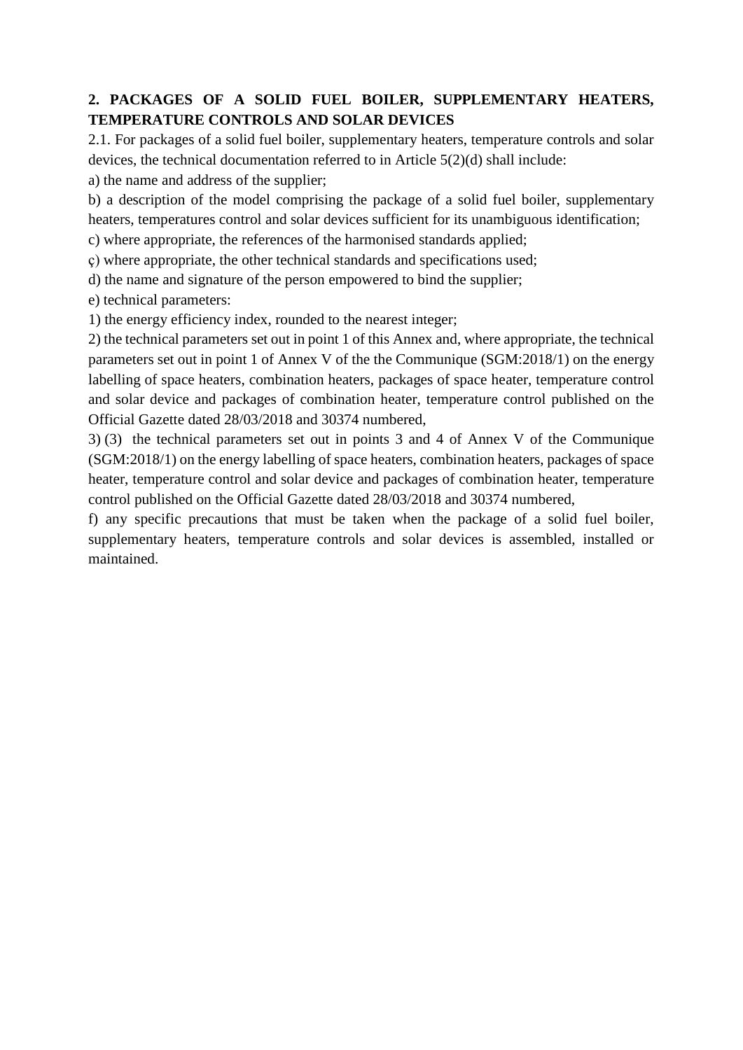**2. PACKAGES OF A SOLID FUEL BOILER, SUPPLEMENTARY HEATERS, TEMPERATURE CONTROLS AND SOLAR DEVICES**

2.1. For packages of a solid fuel boiler, supplementary heaters, temperature controls and solar devices, the technical documentation referred to in Article 5(2)(d) shall include:

a) the name and address of the supplier;

b) a description of the model comprising the package of a solid fuel boiler, supplementary heaters, temperatures control and solar devices sufficient for its unambiguous identification;

c) where appropriate, the references of the harmonised standards applied;

ç) where appropriate, the other technical standards and specifications used;

d) the name and signature of the person empowered to bind the supplier;

e) technical parameters:

1) the energy efficiency index, rounded to the nearest integer;

2) the technical parameters set out in point 1 of this Annex and, where appropriate, the technical parameters set out in point 1 of Annex V of the the Communique (SGM:2018/1) on the energy labelling of space heaters, combination heaters, packages of space heater, temperature control and solar device and packages of combination heater, temperature control published on the Official Gazette dated 28/03/2018 and 30374 numbered,

3) (3) the technical parameters set out in points 3 and 4 of Annex V of the Communique (SGM:2018/1) on the energy labelling of space heaters, combination heaters, packages of space heater, temperature control and solar device and packages of combination heater, temperature control published on the Official Gazette dated 28/03/2018 and 30374 numbered,

f) any specific precautions that must be taken when the package of a solid fuel boiler, supplementary heaters, temperature controls and solar devices is assembled, installed or maintained.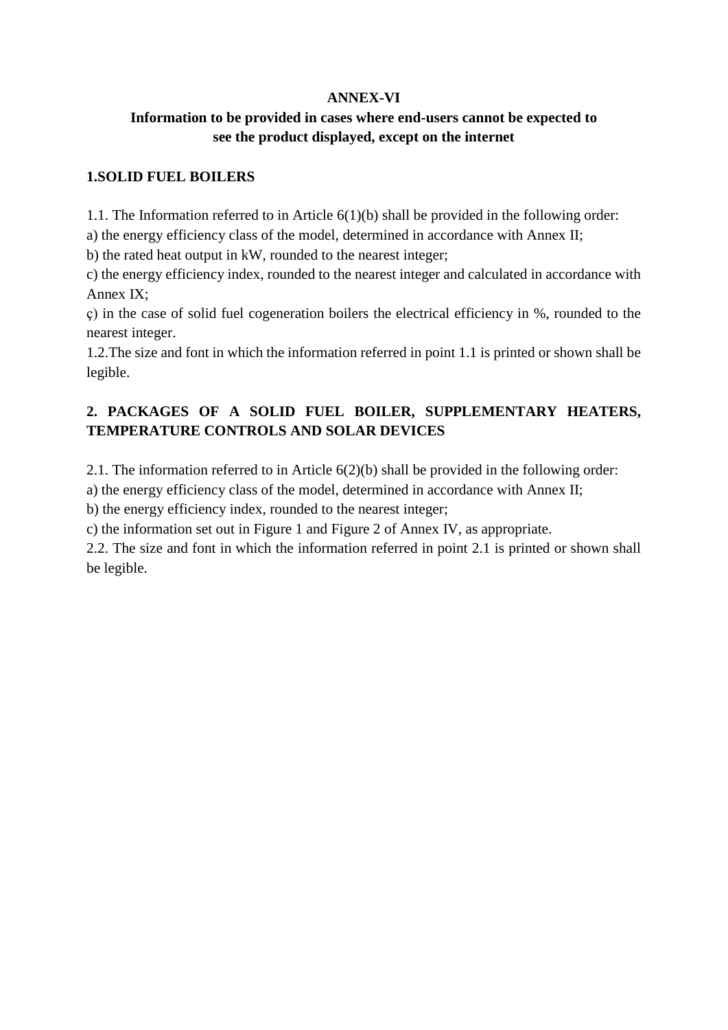**ANNEX-VI**

**Information to be provided in cases where end-users cannot be expected to see the product displayed, except on the internet**

**1.SOLID FUEL BOILERS**

1.1. The Information referred to in Article 6(1)(b) shall be provided in the following order:

a) the energy efficiency class of the model, determined in accordance with Annex II;

b) the rated heat output in kW, rounded to the nearest integer;

c) the energy efficiency index, rounded to the nearest integer and calculated in accordance with Annex IX;

ç) in the case of solid fuel cogeneration boilers the electrical efficiency in %, rounded to the nearest integer.

1.2.The size and font in which the information referred in point 1.1 is printed or shown shall be legible.

**2. PACKAGES OF A SOLID FUEL BOILER, SUPPLEMENTARY HEATERS, TEMPERATURE CONTROLS AND SOLAR DEVICES**

2.1. The information referred to in Article 6(2)(b) shall be provided in the following order:

a) the energy efficiency class of the model, determined in accordance with Annex II;

b) the energy efficiency index, rounded to the nearest integer;

c) the information set out in Figure 1 and Figure 2 of Annex IV, as appropriate.

2.2. The size and font in which the information referred in point 2.1 is printed or shown shall be legible.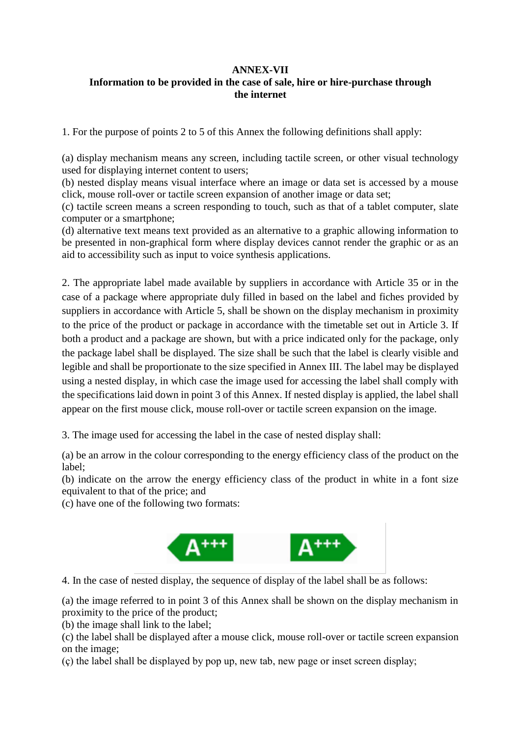**ANNEX-VII**

**Information to be provided in the case of sale, hire or hire-purchase through the internet**

1. For the purpose of points 2 to 5 of this Annex the following definitions shall apply:

(a) display mechanism means any screen, including tactile screen, or other visual technology used for displaying internet content to users;
(b) nested display means visual interface where an image or data set is accessed by a mouse click, mouse roll-over or tactile screen expansion of another image or data set;
(c) tactile screen means a screen responding to touch, such as that of a tablet computer, slate computer or a smartphone;
(d) alternative text means text provided as an alternative to a graphic allowing information to be presented in non-graphical form where display devices cannot render the graphic or as an aid to accessibility such as input to voice synthesis applications.

2. The appropriate label made available by suppliers in accordance with Article 35 or in the case of a package where appropriate duly filled in based on the label and fiches provided by suppliers in accordance with Article 5, shall be shown on the display mechanism in proximity to the price of the product or package in accordance with the timetable set out in Article 3. If both a product and a package are shown, but with a price indicated only for the package, only the package label shall be displayed. The size shall be such that the label is clearly visible and legible and shall be proportionate to the size specified in Annex III. The label may be displayed using a nested display, in which case the image used for accessing the label shall comply with the specifications laid down in point 3 of this Annex. If nested display is applied, the label shall appear on the first mouse click, mouse roll-over or tactile screen expansion on the image.

3. The image used for accessing the label in the case of nested display shall:

(a) be an arrow in the colour corresponding to the energy efficiency class of the product on the label;
(b) indicate on the arrow the energy efficiency class of the product in white in a font size equivalent to that of the price; and
(c) have one of the following two formats:

A+++ A+++

4. In the case of nested display, the sequence of display of the label shall be as follows:

(a) the image referred to in point 3 of this Annex shall be shown on the display mechanism in proximity to the price of the product;
(b) the image shall link to the label;
(c) the label shall be displayed after a mouse click, mouse roll-over or tactile screen expansion on the image;
(ç) the label shall be displayed by pop up, new tab, new page or inset screen display;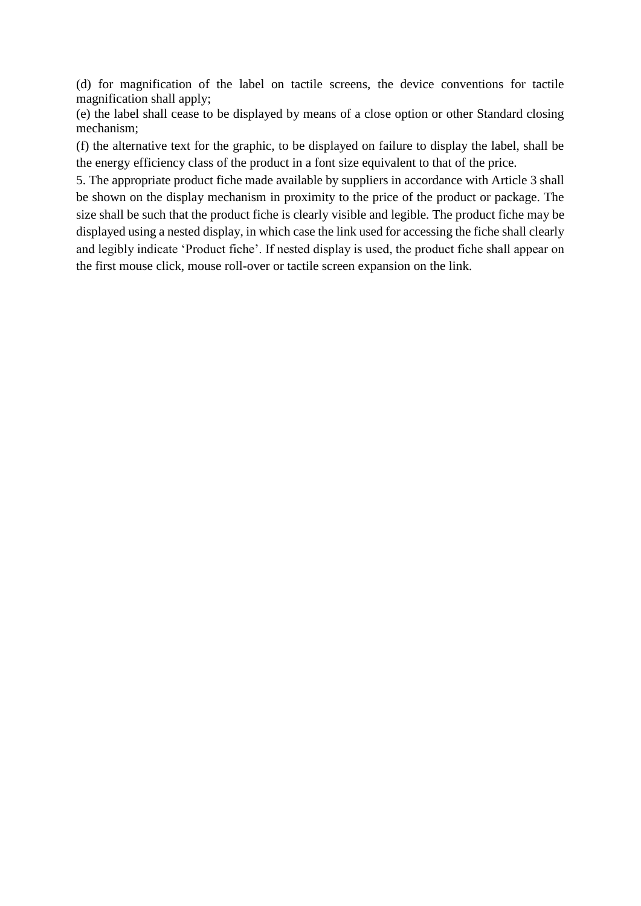(d) for magnification of the label on tactile screens, the device conventions for tactile magnification shall apply;

(e) the label shall cease to be displayed by means of a close option or other Standard closing mechanism;

(f) the alternative text for the graphic, to be displayed on failure to display the label, shall be the energy efficiency class of the product in a font size equivalent to that of the price.

5. The appropriate product fiche made available by suppliers in accordance with Article 3 shall be shown on the display mechanism in proximity to the price of the product or package. The size shall be such that the product fiche is clearly visible and legible. The product fiche may be displayed using a nested display, in which case the link used for accessing the fiche shall clearly and legibly indicate 'Product fiche'. If nested display is used, the product fiche shall appear on the first mouse click, mouse roll-over or tactile screen expansion on the link.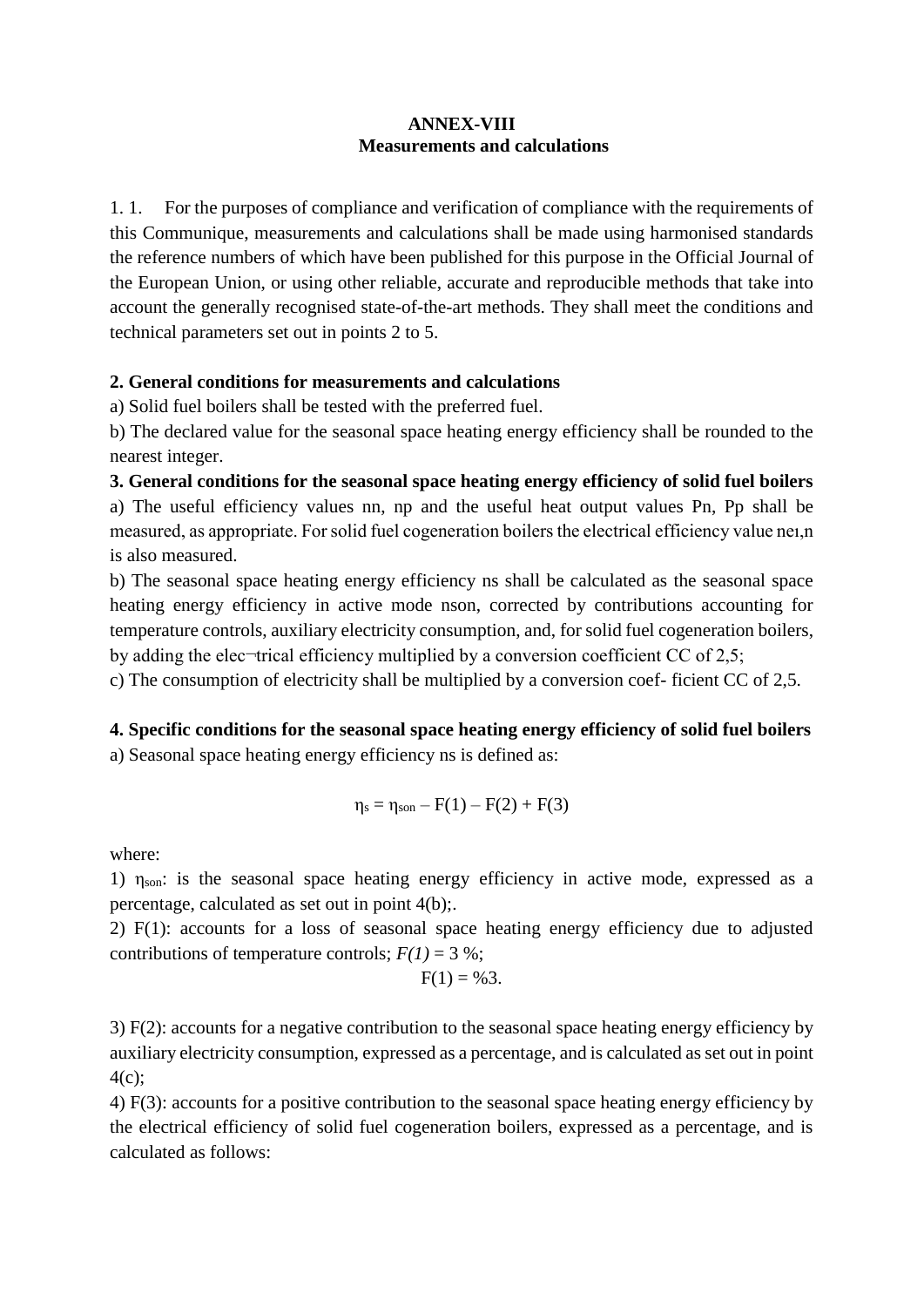**ANNEX-VIII**
**Measurements and calculations**

1. 1. For the purposes of compliance and verification of compliance with the requirements of this Communique, measurements and calculations shall be made using harmonised standards the reference numbers of which have been published for this purpose in the Official Journal of the European Union, or using other reliable, accurate and reproducible methods that take into account the generally recognised state-of-the-art methods. They shall meet the conditions and technical parameters set out in points 2 to 5.

**2. General conditions for measurements and calculations**

a) Solid fuel boilers shall be tested with the preferred fuel.

b) The declared value for the seasonal space heating energy efficiency shall be rounded to the nearest integer.

**3. General conditions for the seasonal space heating energy efficiency of solid fuel boilers**

a) The useful efficiency values nn, np and the useful heat output values Pn, Pp shall be measured, as appropriate. For solid fuel cogeneration boilers the electrical efficiency value neı,n is also measured.

b) The seasonal space heating energy efficiency ns shall be calculated as the seasonal space heating energy efficiency in active mode nson, corrected by contributions accounting for temperature controls, auxiliary electricity consumption, and, for solid fuel cogeneration boilers, by adding the elec¬trical efficiency multiplied by a conversion coefficient CC of 2,5;

c) The consumption of electricity shall be multiplied by a conversion coef- ficient CC of 2,5.

**4. Specific conditions for the seasonal space heating energy efficiency of solid fuel boilers**

a) Seasonal space heating energy efficiency ns is defined as:

$$\eta_s = \eta_{son} – F(1) – F(2) + F(3)$$

where:

1) $\eta_{son}$: is the seasonal space heating energy efficiency in active mode, expressed as a percentage, calculated as set out in point 4(b);.

2) F(1): accounts for a loss of seasonal space heating energy efficiency due to adjusted contributions of temperature controls; *F(1)* = 3 %;

F(1) = %3.

3) F(2): accounts for a negative contribution to the seasonal space heating energy efficiency by auxiliary electricity consumption, expressed as a percentage, and is calculated as set out in point 4(c);

4) F(3): accounts for a positive contribution to the seasonal space heating energy efficiency by the electrical efficiency of solid fuel cogeneration boilers, expressed as a percentage, and is calculated as follows: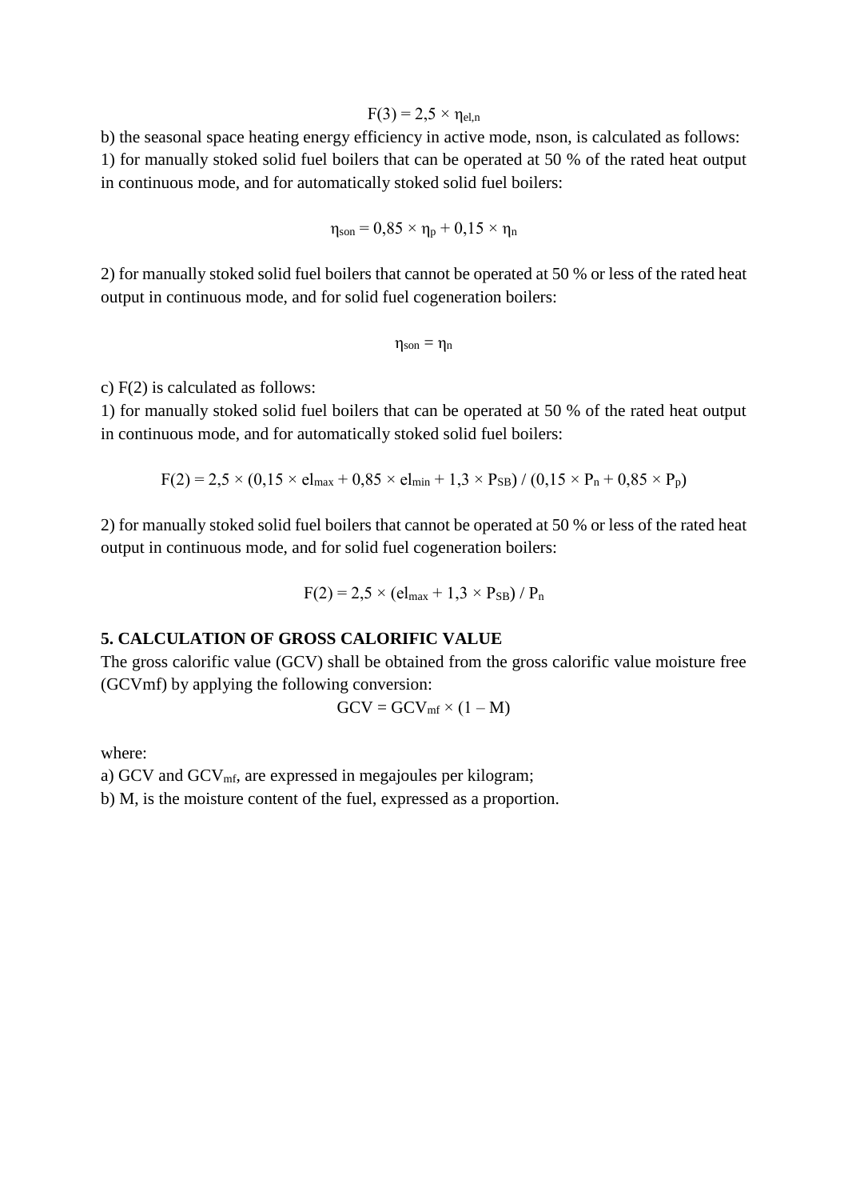$$F(3) = 2,5 \times \eta_{el,n}$$

b) the seasonal space heating energy efficiency in active mode, nson, is calculated as follows:
1) for manually stoked solid fuel boilers that can be operated at 50 % of the rated heat output in continuous mode, and for automatically stoked solid fuel boilers:

$$\eta_{son} = 0,85 \times \eta_p + 0,15 \times \eta_n$$

2) for manually stoked solid fuel boilers that cannot be operated at 50 % or less of the rated heat output in continuous mode, and for solid fuel cogeneration boilers:

$$\eta_{son} = \eta_n$$

c) F(2) is calculated as follows:
1) for manually stoked solid fuel boilers that can be operated at 50 % of the rated heat output in continuous mode, and for automatically stoked solid fuel boilers:

$$F(2) = 2,5 \times (0,15 \times el_{max} + 0,85 \times el_{min} + 1,3 \times P_{SB}) / (0,15 \times P_n + 0,85 \times P_p)$$

2) for manually stoked solid fuel boilers that cannot be operated at 50 % or less of the rated heat output in continuous mode, and for solid fuel cogeneration boilers:

$$F(2) = 2,5 \times (el_{max} + 1,3 \times P_{SB}) / P_n$$

**5. CALCULATION OF GROSS CALORIFIC VALUE**

The gross calorific value (GCV) shall be obtained from the gross calorific value moisture free (GCVmf) by applying the following conversion:

$$GCV = GCV_{mf} \times (1 – M)$$

where:
a) GCV and $GCV_{mf}$, are expressed in megajoules per kilogram;
b) M, is the moisture content of the fuel, expressed as a proportion.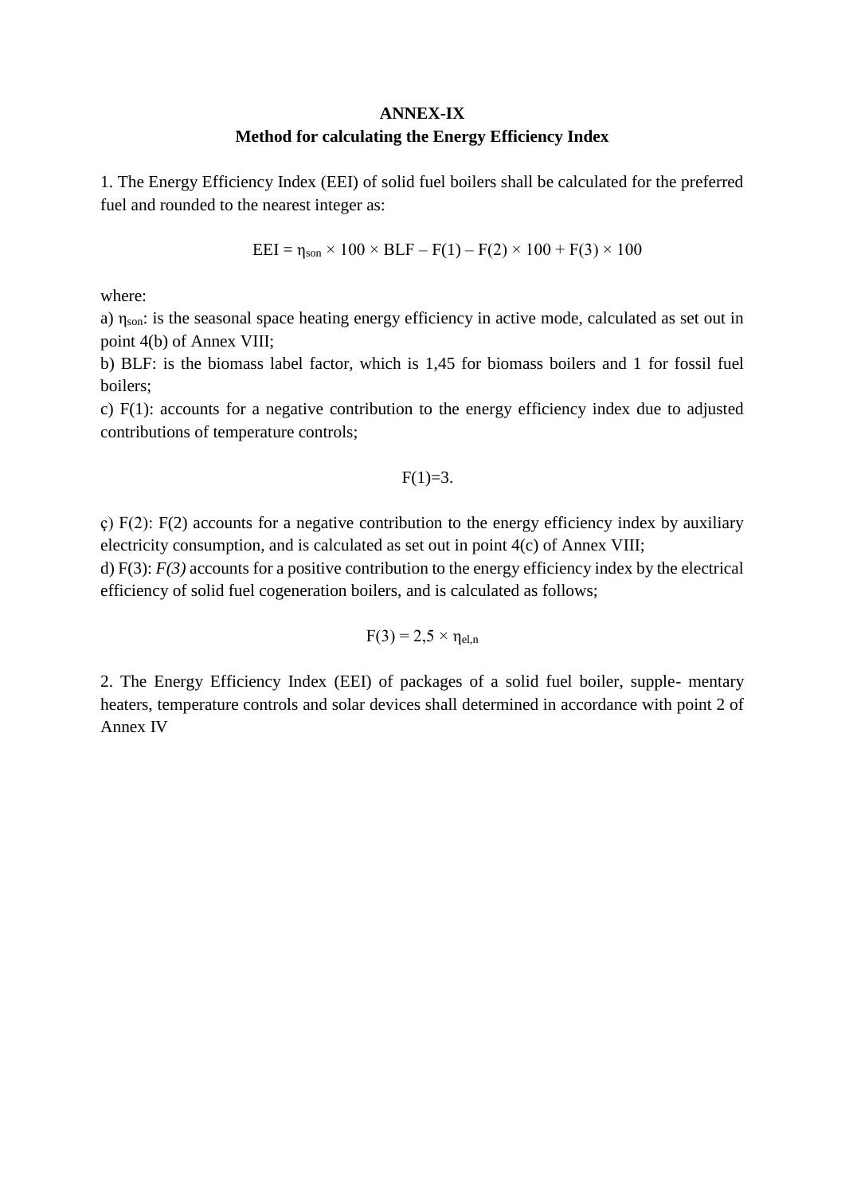**ANNEX-IX**

**Method for calculating the Energy Efficiency Index**

1. The Energy Efficiency Index (EEI) of solid fuel boilers shall be calculated for the preferred fuel and rounded to the nearest integer as:

$$EEI = \eta_{son} \times 100 \times BLF - F(1) - F(2) \times 100 + F(3) \times 100$$

where:

a) $\eta_{son}$: is the seasonal space heating energy efficiency in active mode, calculated as set out in point 4(b) of Annex VIII;

b) BLF: is the biomass label factor, which is 1,45 for biomass boilers and 1 for fossil fuel boilers;

c) F(1): accounts for a negative contribution to the energy efficiency index due to adjusted contributions of temperature controls;

$$F(1)=3.$$

ç) F(2): F(2) accounts for a negative contribution to the energy efficiency index by auxiliary electricity consumption, and is calculated as set out in point 4(c) of Annex VIII;

d) F(3): *F(3)* accounts for a positive contribution to the energy efficiency index by the electrical efficiency of solid fuel cogeneration boilers, and is calculated as follows;

$$F(3) = 2{,}5 \times \eta_{el,n}$$

2. The Energy Efficiency Index (EEI) of packages of a solid fuel boiler, supple- mentary heaters, temperature controls and solar devices shall determined in accordance with point 2 of Annex IV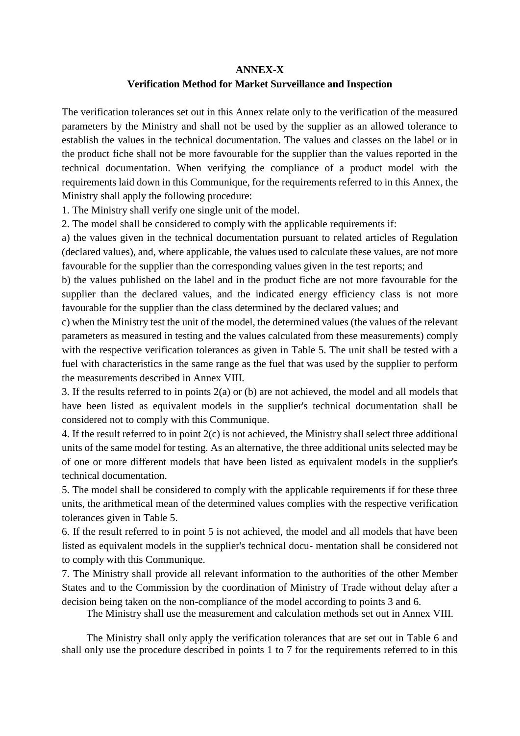# ANNEX-X

## Verification Method for Market Surveillance and Inspection

The verification tolerances set out in this Annex relate only to the verification of the measured parameters by the Ministry and shall not be used by the supplier as an allowed tolerance to establish the values in the technical documentation. The values and classes on the label or in the product fiche shall not be more favourable for the supplier than the values reported in the technical documentation. When verifying the compliance of a product model with the requirements laid down in this Communique, for the requirements referred to in this Annex, the Ministry shall apply the following procedure:

1. The Ministry shall verify one single unit of the model.

2. The model shall be considered to comply with the applicable requirements if:

a) the values given in the technical documentation pursuant to related articles of Regulation (declared values), and, where applicable, the values used to calculate these values, are not more favourable for the supplier than the corresponding values given in the test reports; and

b) the values published on the label and in the product fiche are not more favourable for the supplier than the declared values, and the indicated energy efficiency class is not more favourable for the supplier than the class determined by the declared values; and

c) when the Ministry test the unit of the model, the determined values (the values of the relevant parameters as measured in testing and the values calculated from these measurements) comply with the respective verification tolerances as given in Table 5. The unit shall be tested with a fuel with characteristics in the same range as the fuel that was used by the supplier to perform the measurements described in Annex VIII.

3. If the results referred to in points 2(a) or (b) are not achieved, the model and all models that have been listed as equivalent models in the supplier's technical documentation shall be considered not to comply with this Communique.

4. If the result referred to in point 2(c) is not achieved, the Ministry shall select three additional units of the same model for testing. As an alternative, the three additional units selected may be of one or more different models that have been listed as equivalent models in the supplier's technical documentation.

5. The model shall be considered to comply with the applicable requirements if for these three units, the arithmetical mean of the determined values complies with the respective verification tolerances given in Table 5.

6. If the result referred to in point 5 is not achieved, the model and all models that have been listed as equivalent models in the supplier's technical docu- mentation shall be considered not to comply with this Communique.

7. The Ministry shall provide all relevant information to the authorities of the other Member States and to the Commission by the coordination of Ministry of Trade without delay after a decision being taken on the non-compliance of the model according to points 3 and 6.

The Ministry shall use the measurement and calculation methods set out in Annex VIII.

The Ministry shall only apply the verification tolerances that are set out in Table 6 and shall only use the procedure described in points 1 to 7 for the requirements referred to in this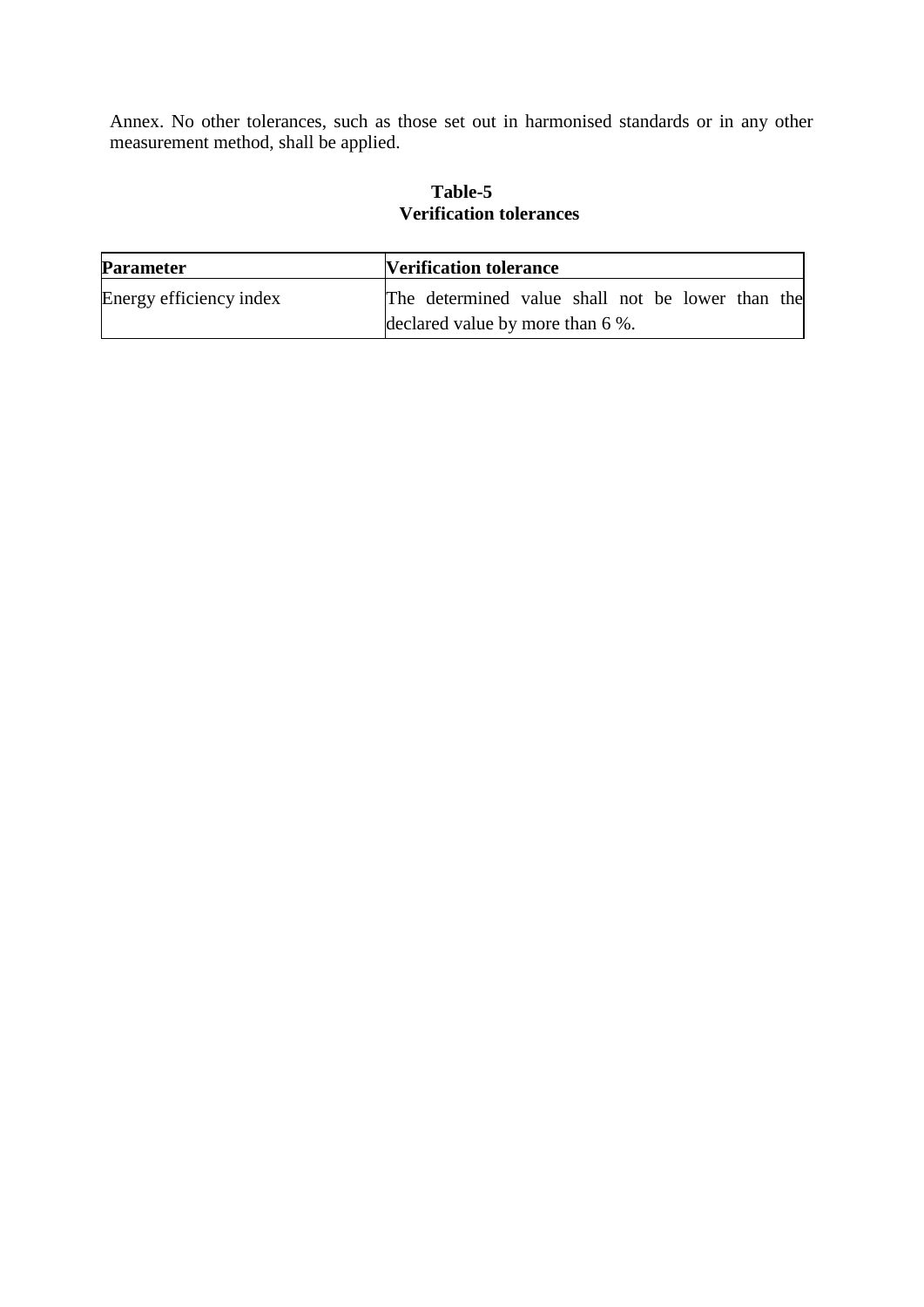Annex. No other tolerances, such as those set out in harmonised standards or in any other measurement method, shall be applied.

**Table-5**
**Verification tolerances**

| **Parameter** | **Verification tolerance** |
|---|---|
| Energy efficiency index | The determined value shall not be lower than the declared value by more than 6 %. |